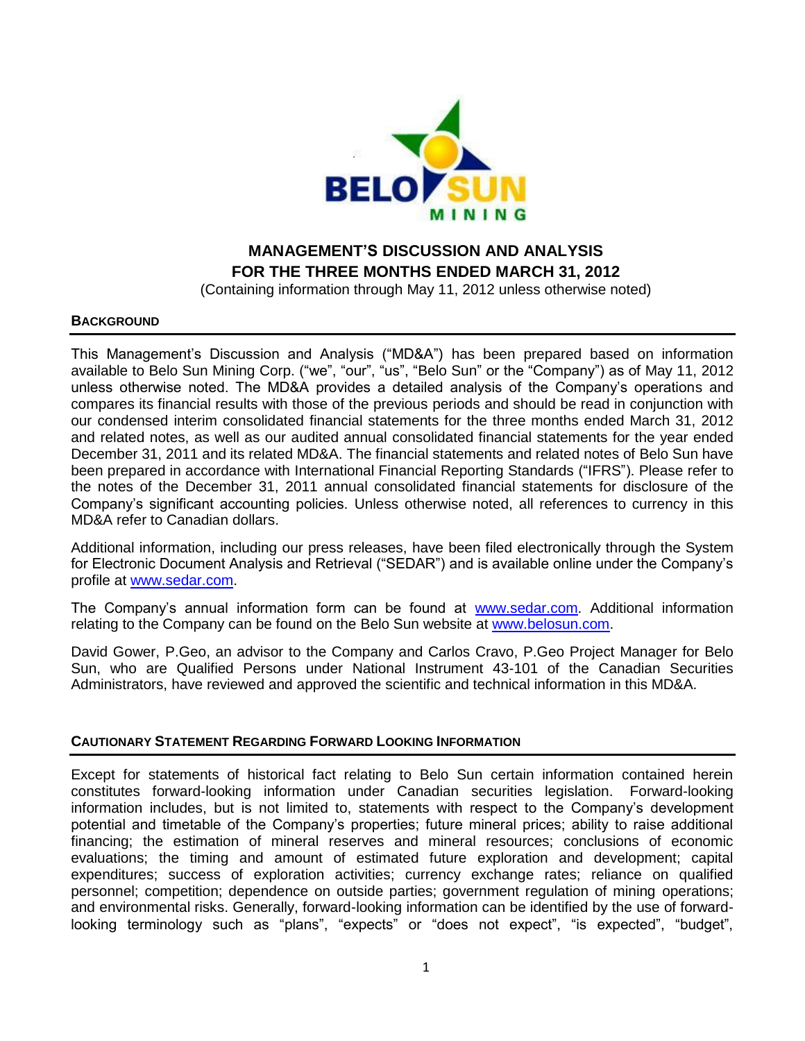# MANAGEMENT'S DISCUSSION AND ANALYSIS
# FOR THE THREE MONTHS ENDED MARCH 31, 2012

(Containing information through May 11, 2012 unless otherwise noted)

## BACKGROUND

This Management's Discussion and Analysis ("MD&A") has been prepared based on information available to Belo Sun Mining Corp. ("we", "our", "us", "Belo Sun" or the "Company") as of May 11, 2012 unless otherwise noted. The MD&A provides a detailed analysis of the Company's operations and compares its financial results with those of the previous periods and should be read in conjunction with our condensed interim consolidated financial statements for the three months ended March 31, 2012 and related notes, as well as our audited annual consolidated financial statements for the year ended December 31, 2011 and its related MD&A. The financial statements and related notes of Belo Sun have been prepared in accordance with International Financial Reporting Standards ("IFRS"). Please refer to the notes of the December 31, 2011 annual consolidated financial statements for disclosure of the Company's significant accounting policies. Unless otherwise noted, all references to currency in this MD&A refer to Canadian dollars.

Additional information, including our press releases, have been filed electronically through the System for Electronic Document Analysis and Retrieval ("SEDAR") and is available online under the Company's profile at www.sedar.com.

The Company's annual information form can be found at www.sedar.com. Additional information relating to the Company can be found on the Belo Sun website at www.belosun.com.

David Gower, P.Geo, an advisor to the Company and Carlos Cravo, P.Geo Project Manager for Belo Sun, who are Qualified Persons under National Instrument 43-101 of the Canadian Securities Administrators, have reviewed and approved the scientific and technical information in this MD&A.

## CAUTIONARY STATEMENT REGARDING FORWARD LOOKING INFORMATION

Except for statements of historical fact relating to Belo Sun certain information contained herein constitutes forward-looking information under Canadian securities legislation. Forward-looking information includes, but is not limited to, statements with respect to the Company's development potential and timetable of the Company's properties; future mineral prices; ability to raise additional financing; the estimation of mineral reserves and mineral resources; conclusions of economic evaluations; the timing and amount of estimated future exploration and development; capital expenditures; success of exploration activities; currency exchange rates; reliance on qualified personnel; competition; dependence on outside parties; government regulation of mining operations; and environmental risks. Generally, forward-looking information can be identified by the use of forward-looking terminology such as "plans", "expects" or "does not expect", "is expected", "budget",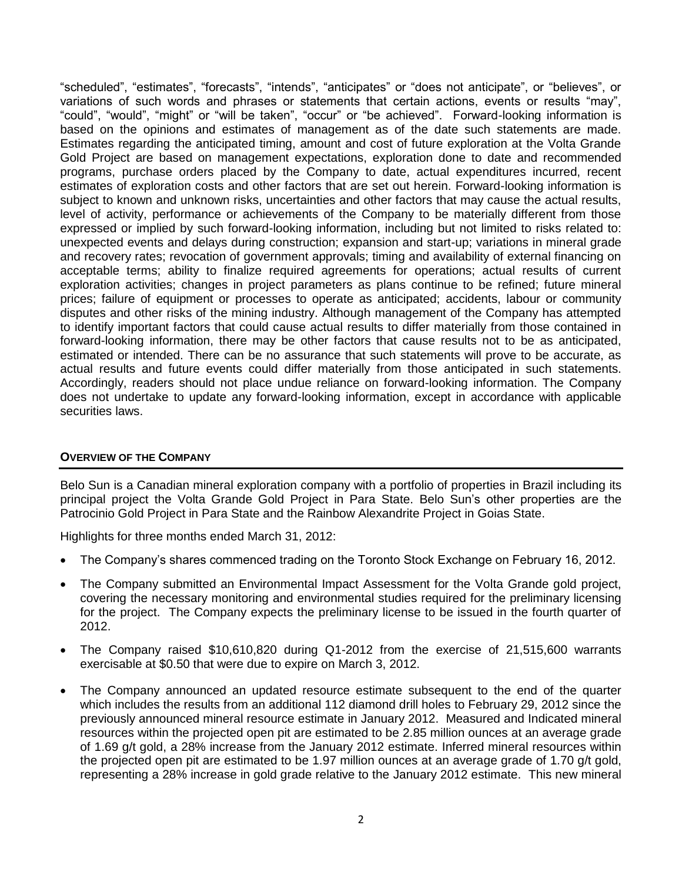"scheduled", "estimates", "forecasts", "intends", "anticipates" or "does not anticipate", or "believes", or variations of such words and phrases or statements that certain actions, events or results "may", "could", "would", "might" or "will be taken", "occur" or "be achieved". Forward-looking information is based on the opinions and estimates of management as of the date such statements are made. Estimates regarding the anticipated timing, amount and cost of future exploration at the Volta Grande Gold Project are based on management expectations, exploration done to date and recommended programs, purchase orders placed by the Company to date, actual expenditures incurred, recent estimates of exploration costs and other factors that are set out herein. Forward-looking information is subject to known and unknown risks, uncertainties and other factors that may cause the actual results, level of activity, performance or achievements of the Company to be materially different from those expressed or implied by such forward-looking information, including but not limited to risks related to: unexpected events and delays during construction; expansion and start-up; variations in mineral grade and recovery rates; revocation of government approvals; timing and availability of external financing on acceptable terms; ability to finalize required agreements for operations; actual results of current exploration activities; changes in project parameters as plans continue to be refined; future mineral prices; failure of equipment or processes to operate as anticipated; accidents, labour or community disputes and other risks of the mining industry. Although management of the Company has attempted to identify important factors that could cause actual results to differ materially from those contained in forward-looking information, there may be other factors that cause results not to be as anticipated, estimated or intended. There can be no assurance that such statements will prove to be accurate, as actual results and future events could differ materially from those anticipated in such statements. Accordingly, readers should not place undue reliance on forward-looking information. The Company does not undertake to update any forward-looking information, except in accordance with applicable securities laws.

## OVERVIEW OF THE COMPANY

Belo Sun is a Canadian mineral exploration company with a portfolio of properties in Brazil including its principal project the Volta Grande Gold Project in Para State. Belo Sun's other properties are the Patrocinio Gold Project in Para State and the Rainbow Alexandrite Project in Goias State.

Highlights for three months ended March 31, 2012:

- The Company's shares commenced trading on the Toronto Stock Exchange on February 16, 2012.
- The Company submitted an Environmental Impact Assessment for the Volta Grande gold project, covering the necessary monitoring and environmental studies required for the preliminary licensing for the project. The Company expects the preliminary license to be issued in the fourth quarter of 2012.
- The Company raised $10,610,820 during Q1-2012 from the exercise of 21,515,600 warrants exercisable at $0.50 that were due to expire on March 3, 2012.
- The Company announced an updated resource estimate subsequent to the end of the quarter which includes the results from an additional 112 diamond drill holes to February 29, 2012 since the previously announced mineral resource estimate in January 2012. Measured and Indicated mineral resources within the projected open pit are estimated to be 2.85 million ounces at an average grade of 1.69 g/t gold, a 28% increase from the January 2012 estimate. Inferred mineral resources within the projected open pit are estimated to be 1.97 million ounces at an average grade of 1.70 g/t gold, representing a 28% increase in gold grade relative to the January 2012 estimate. This new mineral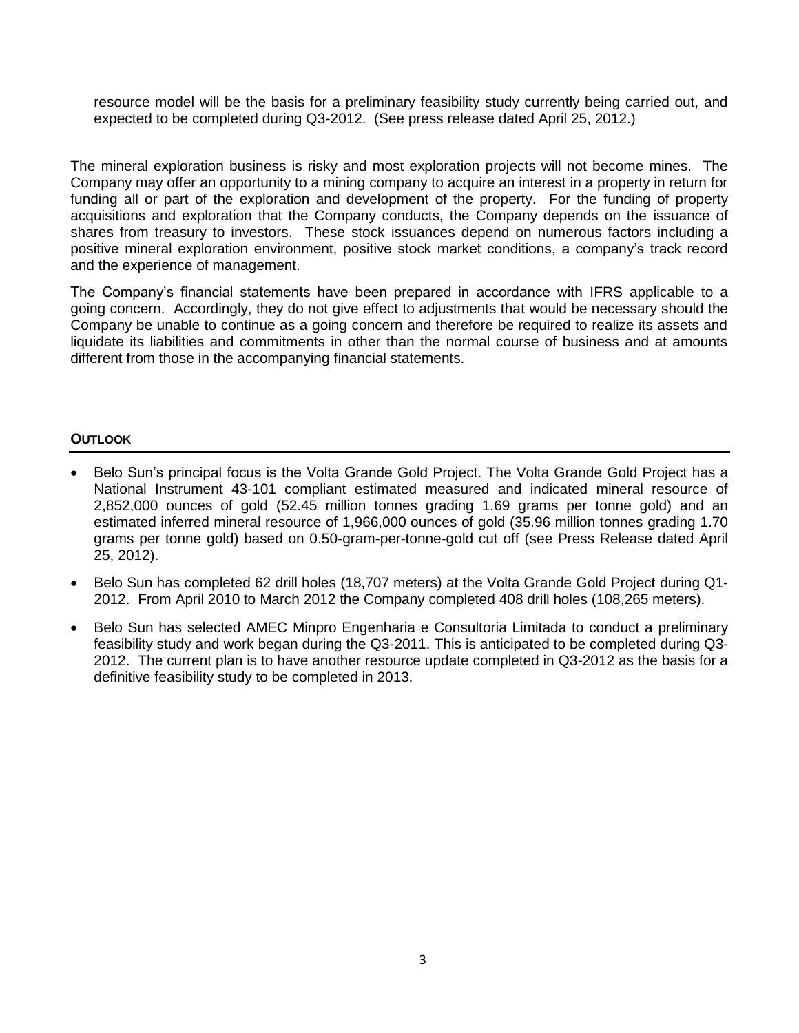resource model will be the basis for a preliminary feasibility study currently being carried out, and expected to be completed during Q3-2012. (See press release dated April 25, 2012.)

The mineral exploration business is risky and most exploration projects will not become mines. The Company may offer an opportunity to a mining company to acquire an interest in a property in return for funding all or part of the exploration and development of the property. For the funding of property acquisitions and exploration that the Company conducts, the Company depends on the issuance of shares from treasury to investors. These stock issuances depend on numerous factors including a positive mineral exploration environment, positive stock market conditions, a company's track record and the experience of management.

The Company's financial statements have been prepared in accordance with IFRS applicable to a going concern. Accordingly, they do not give effect to adjustments that would be necessary should the Company be unable to continue as a going concern and therefore be required to realize its assets and liquidate its liabilities and commitments in other than the normal course of business and at amounts different from those in the accompanying financial statements.

## OUTLOOK

- Belo Sun's principal focus is the Volta Grande Gold Project. The Volta Grande Gold Project has a National Instrument 43-101 compliant estimated measured and indicated mineral resource of 2,852,000 ounces of gold (52.45 million tonnes grading 1.69 grams per tonne gold) and an estimated inferred mineral resource of 1,966,000 ounces of gold (35.96 million tonnes grading 1.70 grams per tonne gold) based on 0.50-gram-per-tonne-gold cut off (see Press Release dated April 25, 2012).
- Belo Sun has completed 62 drill holes (18,707 meters) at the Volta Grande Gold Project during Q1-2012. From April 2010 to March 2012 the Company completed 408 drill holes (108,265 meters).
- Belo Sun has selected AMEC Minpro Engenharia e Consultoria Limitada to conduct a preliminary feasibility study and work began during the Q3-2011. This is anticipated to be completed during Q3-2012. The current plan is to have another resource update completed in Q3-2012 as the basis for a definitive feasibility study to be completed in 2013.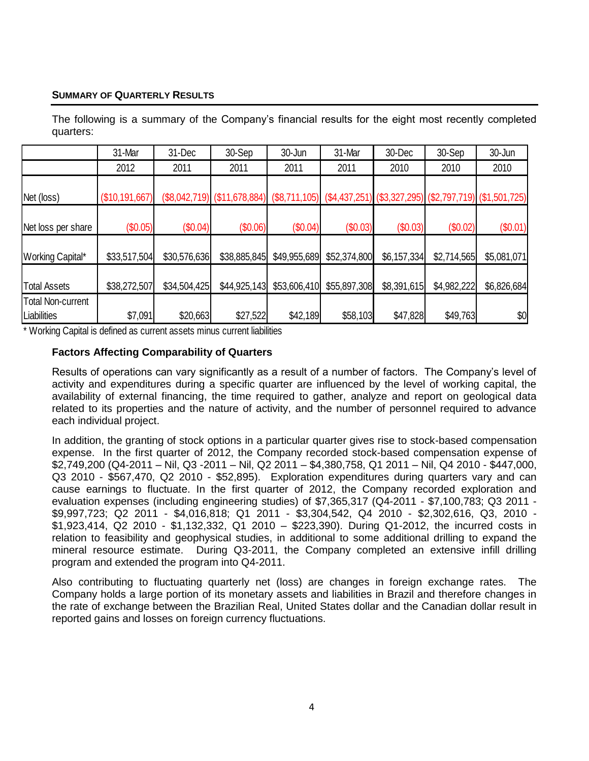## SUMMARY OF QUARTERLY RESULTS

The following is a summary of the Company's financial results for the eight most recently completed quarters:

| | 31-Mar 2012 | 31-Dec 2011 | 30-Sep 2011 | 30-Jun 2011 | 31-Mar 2011 | 30-Dec 2010 | 30-Sep 2010 | 30-Jun 2010 |
|---|---|---|---|---|---|---|---|---|
| Net (loss) | ($10,191,667) | ($8,042,719) | ($11,678,884) | ($8,711,105) | ($4,437,251) | ($3,327,295) | ($2,797,719) | ($1,501,725) |
| Net loss per share | ($0.05) | ($0.04) | ($0.06) | ($0.04) | ($0.03) | ($0.03) | ($0.02) | ($0.01) |
| Working Capital* | $33,517,504 | $30,576,636 | $38,885,845 | $49,955,689 | $52,374,800 | $6,157,334 | $2,714,565 | $5,081,071 |
| Total Assets | $38,272,507 | $34,504,425 | $44,925,143 | $53,606,410 | $55,897,308 | $8,391,615 | $4,982,222 | $6,826,684 |
| Total Non-current Liabilities | $7,091 | $20,663 | $27,522 | $42,189 | $58,103 | $47,828 | $49,763 | $0 |

\* Working Capital is defined as current assets minus current liabilities

### Factors Affecting Comparability of Quarters

Results of operations can vary significantly as a result of a number of factors. The Company's level of activity and expenditures during a specific quarter are influenced by the level of working capital, the availability of external financing, the time required to gather, analyze and report on geological data related to its properties and the nature of activity, and the number of personnel required to advance each individual project.

In addition, the granting of stock options in a particular quarter gives rise to stock-based compensation expense. In the first quarter of 2012, the Company recorded stock-based compensation expense of $2,749,200 (Q4-2011 – Nil, Q3 -2011 – Nil, Q2 2011 – $4,380,758, Q1 2011 – Nil, Q4 2010 - $447,000, Q3 2010 - $567,470, Q2 2010 - $52,895). Exploration expenditures during quarters vary and can cause earnings to fluctuate. In the first quarter of 2012, the Company recorded exploration and evaluation expenses (including engineering studies) of $7,365,317 (Q4-2011 - $7,100,783; Q3 2011 - $9,997,723; Q2 2011 - $4,016,818; Q1 2011 - $3,304,542, Q4 2010 - $2,302,616, Q3, 2010 - $1,923,414, Q2 2010 - $1,132,332, Q1 2010 – $223,390). During Q1-2012, the incurred costs in relation to feasibility and geophysical studies, in additional to some additional drilling to expand the mineral resource estimate. During Q3-2011, the Company completed an extensive infill drilling program and extended the program into Q4-2011.

Also contributing to fluctuating quarterly net (loss) are changes in foreign exchange rates. The Company holds a large portion of its monetary assets and liabilities in Brazil and therefore changes in the rate of exchange between the Brazilian Real, United States dollar and the Canadian dollar result in reported gains and losses on foreign currency fluctuations.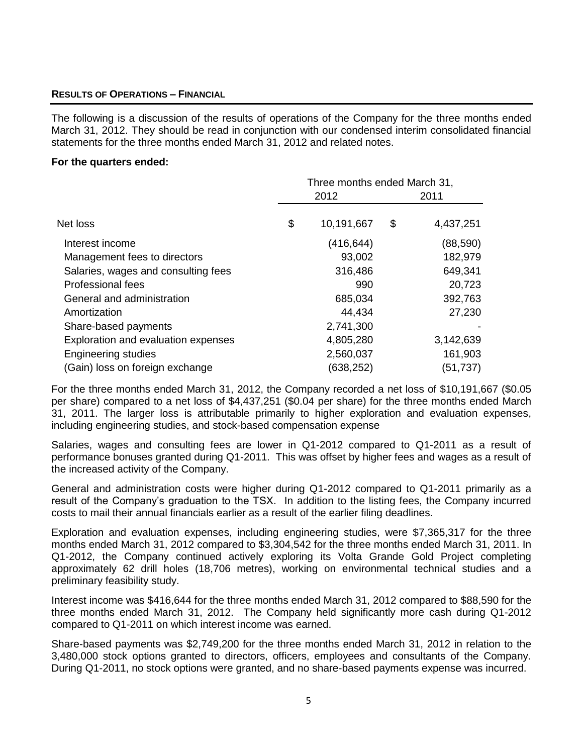## RESULTS OF OPERATIONS – FINANCIAL

The following is a discussion of the results of operations of the Company for the three months ended March 31, 2012. They should be read in conjunction with our condensed interim consolidated financial statements for the three months ended March 31, 2012 and related notes.

**For the quarters ended:**

| | Three months ended March 31, | |
|---|---|---|
| | 2012 | 2011 |
| Net loss | $ 10,191,667 | $ 4,437,251 |
| Interest income | (416,644) | (88,590) |
| Management fees to directors | 93,002 | 182,979 |
| Salaries, wages and consulting fees | 316,486 | 649,341 |
| Professional fees | 990 | 20,723 |
| General and administration | 685,034 | 392,763 |
| Amortization | 44,434 | 27,230 |
| Share-based payments | 2,741,300 | - |
| Exploration and evaluation expenses | 4,805,280 | 3,142,639 |
| Engineering studies | 2,560,037 | 161,903 |
| (Gain) loss on foreign exchange | (638,252) | (51,737) |

For the three months ended March 31, 2012, the Company recorded a net loss of $10,191,667 ($0.05 per share) compared to a net loss of $4,437,251 ($0.04 per share) for the three months ended March 31, 2011. The larger loss is attributable primarily to higher exploration and evaluation expenses, including engineering studies, and stock-based compensation expense

Salaries, wages and consulting fees are lower in Q1-2012 compared to Q1-2011 as a result of performance bonuses granted during Q1-2011. This was offset by higher fees and wages as a result of the increased activity of the Company.

General and administration costs were higher during Q1-2012 compared to Q1-2011 primarily as a result of the Company's graduation to the TSX. In addition to the listing fees, the Company incurred costs to mail their annual financials earlier as a result of the earlier filing deadlines.

Exploration and evaluation expenses, including engineering studies, were $7,365,317 for the three months ended March 31, 2012 compared to $3,304,542 for the three months ended March 31, 2011. In Q1-2012, the Company continued actively exploring its Volta Grande Gold Project completing approximately 62 drill holes (18,706 metres), working on environmental technical studies and a preliminary feasibility study.

Interest income was $416,644 for the three months ended March 31, 2012 compared to $88,590 for the three months ended March 31, 2012. The Company held significantly more cash during Q1-2012 compared to Q1-2011 on which interest income was earned.

Share-based payments was $2,749,200 for the three months ended March 31, 2012 in relation to the 3,480,000 stock options granted to directors, officers, employees and consultants of the Company. During Q1-2011, no stock options were granted, and no share-based payments expense was incurred.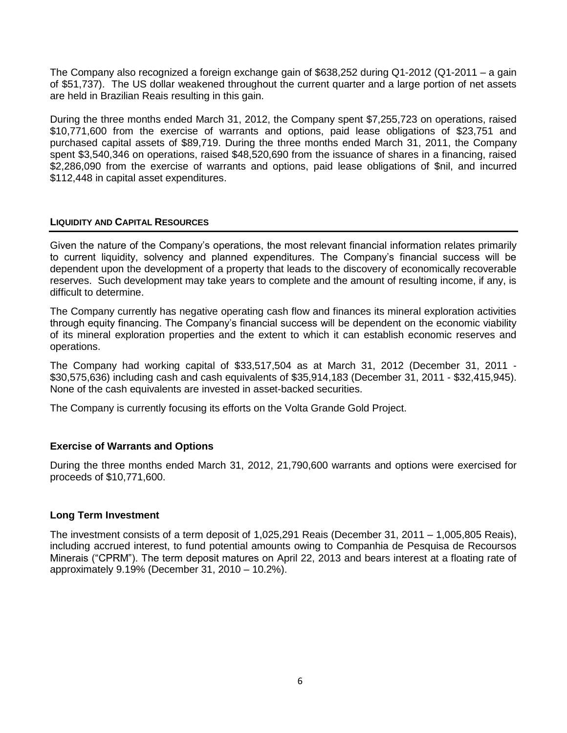The Company also recognized a foreign exchange gain of $638,252 during Q1-2012 (Q1-2011 – a gain of $51,737). The US dollar weakened throughout the current quarter and a large portion of net assets are held in Brazilian Reais resulting in this gain.

During the three months ended March 31, 2012, the Company spent $7,255,723 on operations, raised $10,771,600 from the exercise of warrants and options, paid lease obligations of $23,751 and purchased capital assets of $89,719. During the three months ended March 31, 2011, the Company spent $3,540,346 on operations, raised $48,520,690 from the issuance of shares in a financing, raised $2,286,090 from the exercise of warrants and options, paid lease obligations of $nil, and incurred $112,448 in capital asset expenditures.

## LIQUIDITY AND CAPITAL RESOURCES

Given the nature of the Company's operations, the most relevant financial information relates primarily to current liquidity, solvency and planned expenditures. The Company's financial success will be dependent upon the development of a property that leads to the discovery of economically recoverable reserves. Such development may take years to complete and the amount of resulting income, if any, is difficult to determine.

The Company currently has negative operating cash flow and finances its mineral exploration activities through equity financing. The Company's financial success will be dependent on the economic viability of its mineral exploration properties and the extent to which it can establish economic reserves and operations.

The Company had working capital of $33,517,504 as at March 31, 2012 (December 31, 2011 - $30,575,636) including cash and cash equivalents of $35,914,183 (December 31, 2011 - $32,415,945). None of the cash equivalents are invested in asset-backed securities.

The Company is currently focusing its efforts on the Volta Grande Gold Project.

### Exercise of Warrants and Options

During the three months ended March 31, 2012, 21,790,600 warrants and options were exercised for proceeds of $10,771,600.

### Long Term Investment

The investment consists of a term deposit of 1,025,291 Reais (December 31, 2011 – 1,005,805 Reais), including accrued interest, to fund potential amounts owing to Companhia de Pesquisa de Recoursos Minerais ("CPRM"). The term deposit matures on April 22, 2013 and bears interest at a floating rate of approximately 9.19% (December 31, 2010 – 10.2%).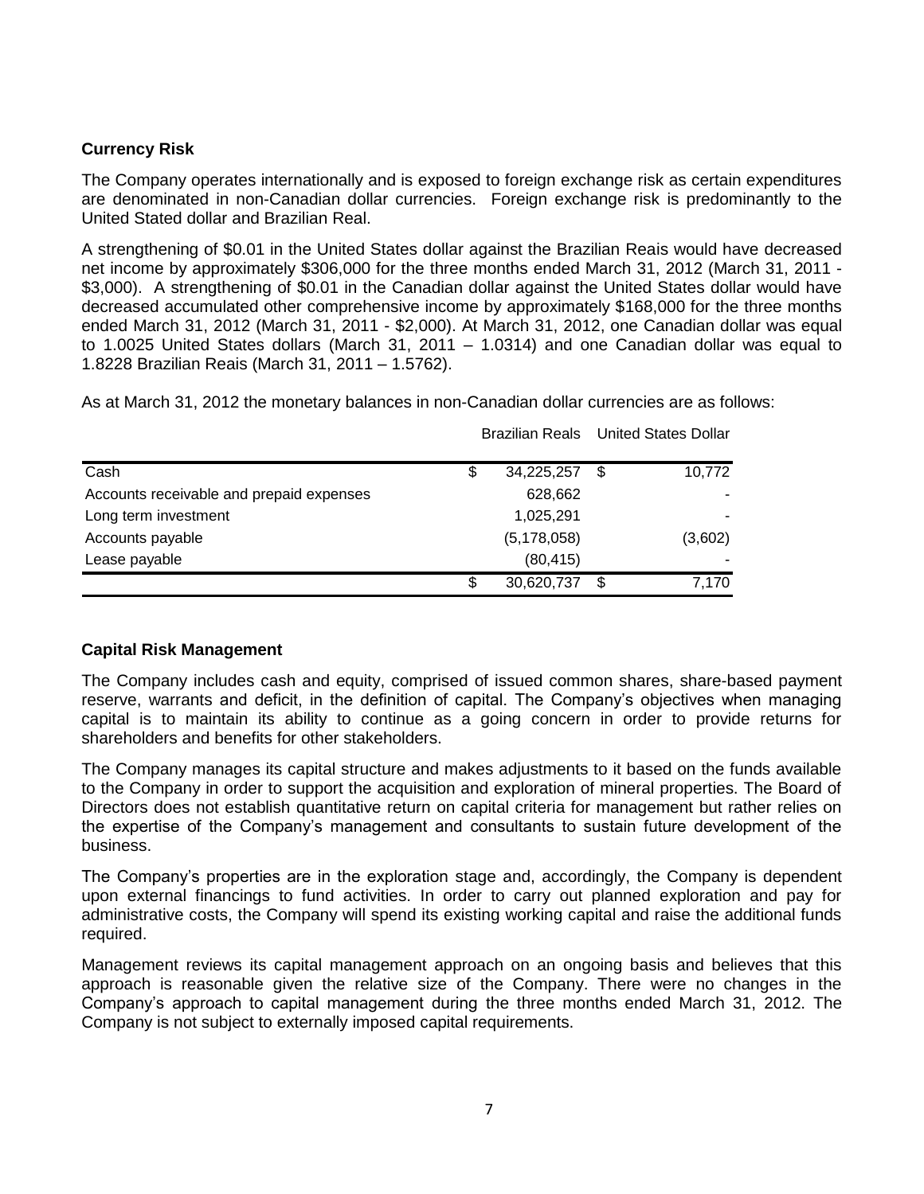## Currency Risk

The Company operates internationally and is exposed to foreign exchange risk as certain expenditures are denominated in non-Canadian dollar currencies. Foreign exchange risk is predominantly to the United Stated dollar and Brazilian Real.

A strengthening of $0.01 in the United States dollar against the Brazilian Reais would have decreased net income by approximately $306,000 for the three months ended March 31, 2012 (March 31, 2011 - $3,000). A strengthening of $0.01 in the Canadian dollar against the United States dollar would have decreased accumulated other comprehensive income by approximately $168,000 for the three months ended March 31, 2012 (March 31, 2011 - $2,000). At March 31, 2012, one Canadian dollar was equal to 1.0025 United States dollars (March 31, 2011 – 1.0314) and one Canadian dollar was equal to 1.8228 Brazilian Reais (March 31, 2011 – 1.5762).

As at March 31, 2012 the monetary balances in non-Canadian dollar currencies are as follows:

| | Brazilian Reals | United States Dollar |
|---|---|---|
| Cash | $ 34,225,257 | $ 10,772 |
| Accounts receivable and prepaid expenses | 628,662 | - |
| Long term investment | 1,025,291 | - |
| Accounts payable | (5,178,058) | (3,602) |
| Lease payable | (80,415) | - |
| | $ 30,620,737 | $ 7,170 |

## Capital Risk Management

The Company includes cash and equity, comprised of issued common shares, share-based payment reserve, warrants and deficit, in the definition of capital. The Company's objectives when managing capital is to maintain its ability to continue as a going concern in order to provide returns for shareholders and benefits for other stakeholders.

The Company manages its capital structure and makes adjustments to it based on the funds available to the Company in order to support the acquisition and exploration of mineral properties. The Board of Directors does not establish quantitative return on capital criteria for management but rather relies on the expertise of the Company's management and consultants to sustain future development of the business.

The Company's properties are in the exploration stage and, accordingly, the Company is dependent upon external financings to fund activities. In order to carry out planned exploration and pay for administrative costs, the Company will spend its existing working capital and raise the additional funds required.

Management reviews its capital management approach on an ongoing basis and believes that this approach is reasonable given the relative size of the Company. There were no changes in the Company's approach to capital management during the three months ended March 31, 2012. The Company is not subject to externally imposed capital requirements.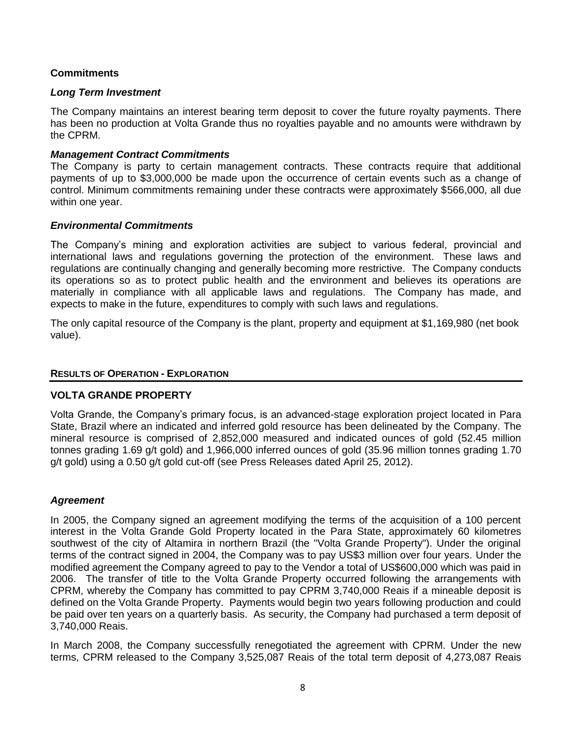## Commitments

### *Long Term Investment*

The Company maintains an interest bearing term deposit to cover the future royalty payments. There has been no production at Volta Grande thus no royalties payable and no amounts were withdrawn by the CPRM.

### *Management Contract Commitments*

The Company is party to certain management contracts. These contracts require that additional payments of up to $3,000,000 be made upon the occurrence of certain events such as a change of control. Minimum commitments remaining under these contracts were approximately $566,000, all due within one year.

### *Environmental Commitments*

The Company's mining and exploration activities are subject to various federal, provincial and international laws and regulations governing the protection of the environment. These laws and regulations are continually changing and generally becoming more restrictive. The Company conducts its operations so as to protect public health and the environment and believes its operations are materially in compliance with all applicable laws and regulations. The Company has made, and expects to make in the future, expenditures to comply with such laws and regulations.

The only capital resource of the Company is the plant, property and equipment at $1,169,980 (net book value).

## RESULTS OF OPERATION - EXPLORATION

## VOLTA GRANDE PROPERTY

Volta Grande, the Company's primary focus, is an advanced-stage exploration project located in Para State, Brazil where an indicated and inferred gold resource has been delineated by the Company. The mineral resource is comprised of 2,852,000 measured and indicated ounces of gold (52.45 million tonnes grading 1.69 g/t gold) and 1,966,000 inferred ounces of gold (35.96 million tonnes grading 1.70 g/t gold) using a 0.50 g/t gold cut-off (see Press Releases dated April 25, 2012).

### *Agreement*

In 2005, the Company signed an agreement modifying the terms of the acquisition of a 100 percent interest in the Volta Grande Gold Property located in the Para State, approximately 60 kilometres southwest of the city of Altamira in northern Brazil (the "Volta Grande Property"). Under the original terms of the contract signed in 2004, the Company was to pay US$3 million over four years. Under the modified agreement the Company agreed to pay to the Vendor a total of US$600,000 which was paid in 2006. The transfer of title to the Volta Grande Property occurred following the arrangements with CPRM, whereby the Company has committed to pay CPRM 3,740,000 Reais if a mineable deposit is defined on the Volta Grande Property. Payments would begin two years following production and could be paid over ten years on a quarterly basis. As security, the Company had purchased a term deposit of 3,740,000 Reais.

In March 2008, the Company successfully renegotiated the agreement with CPRM. Under the new terms, CPRM released to the Company 3,525,087 Reais of the total term deposit of 4,273,087 Reais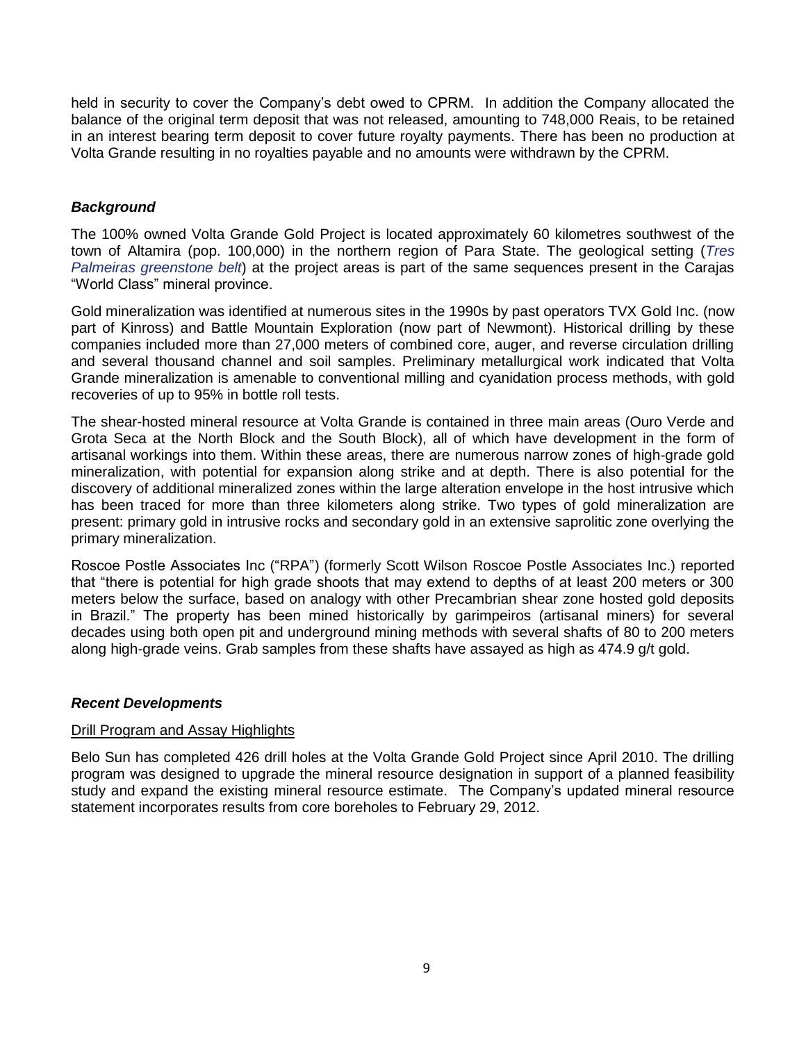held in security to cover the Company's debt owed to CPRM. In addition the Company allocated the balance of the original term deposit that was not released, amounting to 748,000 Reais, to be retained in an interest bearing term deposit to cover future royalty payments. There has been no production at Volta Grande resulting in no royalties payable and no amounts were withdrawn by the CPRM.

### *Background*

The 100% owned Volta Grande Gold Project is located approximately 60 kilometres southwest of the town of Altamira (pop. 100,000) in the northern region of Para State. The geological setting (*Tres Palmeiras greenstone belt*) at the project areas is part of the same sequences present in the Carajas "World Class" mineral province.

Gold mineralization was identified at numerous sites in the 1990s by past operators TVX Gold Inc. (now part of Kinross) and Battle Mountain Exploration (now part of Newmont). Historical drilling by these companies included more than 27,000 meters of combined core, auger, and reverse circulation drilling and several thousand channel and soil samples. Preliminary metallurgical work indicated that Volta Grande mineralization is amenable to conventional milling and cyanidation process methods, with gold recoveries of up to 95% in bottle roll tests.

The shear-hosted mineral resource at Volta Grande is contained in three main areas (Ouro Verde and Grota Seca at the North Block and the South Block), all of which have development in the form of artisanal workings into them. Within these areas, there are numerous narrow zones of high-grade gold mineralization, with potential for expansion along strike and at depth. There is also potential for the discovery of additional mineralized zones within the large alteration envelope in the host intrusive which has been traced for more than three kilometers along strike. Two types of gold mineralization are present: primary gold in intrusive rocks and secondary gold in an extensive saprolitic zone overlying the primary mineralization.

Roscoe Postle Associates Inc ("RPA") (formerly Scott Wilson Roscoe Postle Associates Inc.) reported that "there is potential for high grade shoots that may extend to depths of at least 200 meters or 300 meters below the surface, based on analogy with other Precambrian shear zone hosted gold deposits in Brazil." The property has been mined historically by garimpeiros (artisanal miners) for several decades using both open pit and underground mining methods with several shafts of 80 to 200 meters along high-grade veins. Grab samples from these shafts have assayed as high as 474.9 g/t gold.

### *Recent Developments*

#### Drill Program and Assay Highlights

Belo Sun has completed 426 drill holes at the Volta Grande Gold Project since April 2010. The drilling program was designed to upgrade the mineral resource designation in support of a planned feasibility study and expand the existing mineral resource estimate. The Company's updated mineral resource statement incorporates results from core boreholes to February 29, 2012.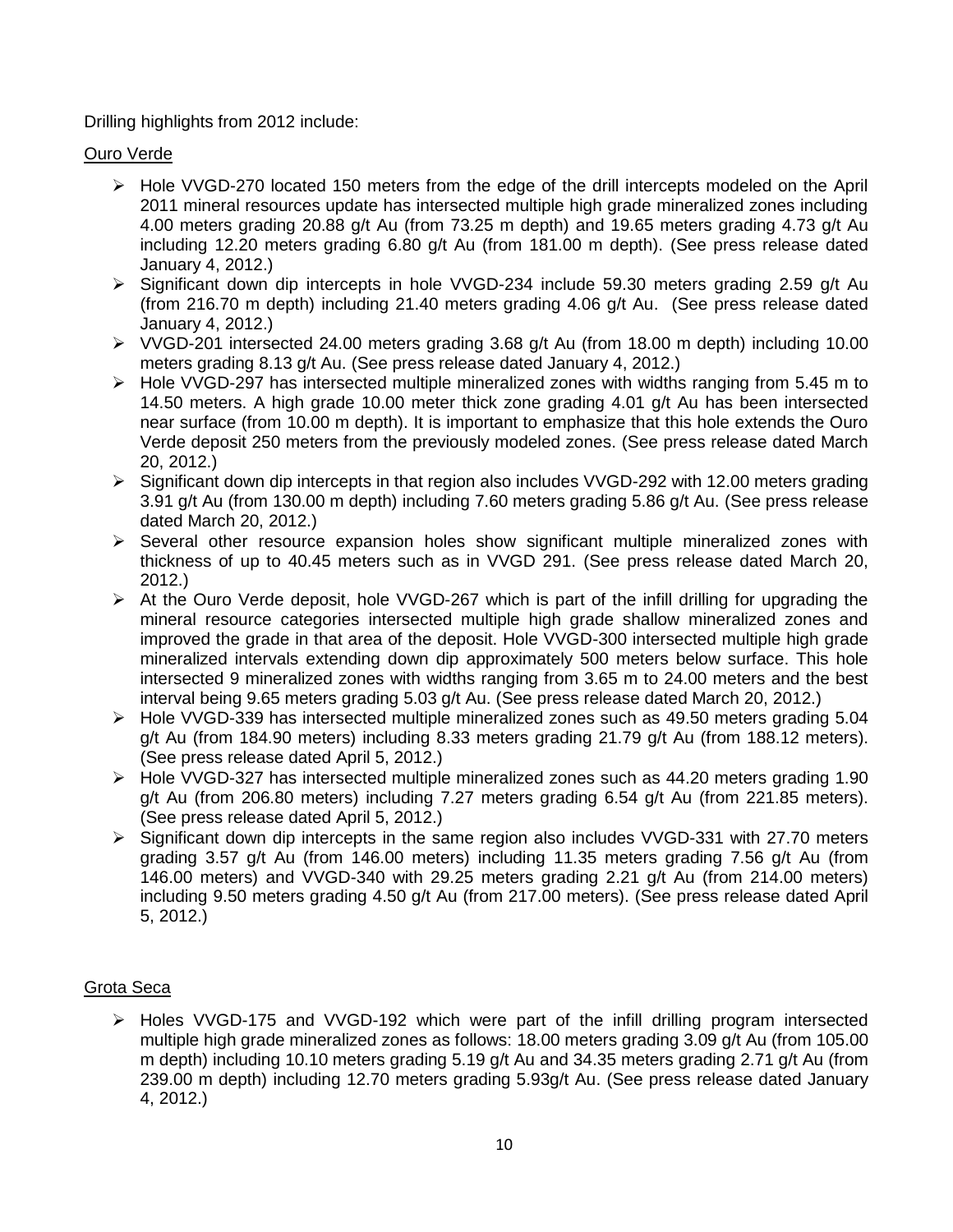Drilling highlights from 2012 include:

Ouro Verde

- Hole VVGD-270 located 150 meters from the edge of the drill intercepts modeled on the April 2011 mineral resources update has intersected multiple high grade mineralized zones including 4.00 meters grading 20.88 g/t Au (from 73.25 m depth) and 19.65 meters grading 4.73 g/t Au including 12.20 meters grading 6.80 g/t Au (from 181.00 m depth). (See press release dated January 4, 2012.)
- Significant down dip intercepts in hole VVGD-234 include 59.30 meters grading 2.59 g/t Au (from 216.70 m depth) including 21.40 meters grading 4.06 g/t Au. (See press release dated January 4, 2012.)
- VVGD-201 intersected 24.00 meters grading 3.68 g/t Au (from 18.00 m depth) including 10.00 meters grading 8.13 g/t Au. (See press release dated January 4, 2012.)
- Hole VVGD-297 has intersected multiple mineralized zones with widths ranging from 5.45 m to 14.50 meters. A high grade 10.00 meter thick zone grading 4.01 g/t Au has been intersected near surface (from 10.00 m depth). It is important to emphasize that this hole extends the Ouro Verde deposit 250 meters from the previously modeled zones. (See press release dated March 20, 2012.)
- Significant down dip intercepts in that region also includes VVGD-292 with 12.00 meters grading 3.91 g/t Au (from 130.00 m depth) including 7.60 meters grading 5.86 g/t Au. (See press release dated March 20, 2012.)
- Several other resource expansion holes show significant multiple mineralized zones with thickness of up to 40.45 meters such as in VVGD 291. (See press release dated March 20, 2012.)
- At the Ouro Verde deposit, hole VVGD-267 which is part of the infill drilling for upgrading the mineral resource categories intersected multiple high grade shallow mineralized zones and improved the grade in that area of the deposit. Hole VVGD-300 intersected multiple high grade mineralized intervals extending down dip approximately 500 meters below surface. This hole intersected 9 mineralized zones with widths ranging from 3.65 m to 24.00 meters and the best interval being 9.65 meters grading 5.03 g/t Au. (See press release dated March 20, 2012.)
- Hole VVGD-339 has intersected multiple mineralized zones such as 49.50 meters grading 5.04 g/t Au (from 184.90 meters) including 8.33 meters grading 21.79 g/t Au (from 188.12 meters). (See press release dated April 5, 2012.)
- Hole VVGD-327 has intersected multiple mineralized zones such as 44.20 meters grading 1.90 g/t Au (from 206.80 meters) including 7.27 meters grading 6.54 g/t Au (from 221.85 meters). (See press release dated April 5, 2012.)
- Significant down dip intercepts in the same region also includes VVGD-331 with 27.70 meters grading 3.57 g/t Au (from 146.00 meters) including 11.35 meters grading 7.56 g/t Au (from 146.00 meters) and VVGD-340 with 29.25 meters grading 2.21 g/t Au (from 214.00 meters) including 9.50 meters grading 4.50 g/t Au (from 217.00 meters). (See press release dated April 5, 2012.)

Grota Seca

- Holes VVGD-175 and VVGD-192 which were part of the infill drilling program intersected multiple high grade mineralized zones as follows: 18.00 meters grading 3.09 g/t Au (from 105.00 m depth) including 10.10 meters grading 5.19 g/t Au and 34.35 meters grading 2.71 g/t Au (from 239.00 m depth) including 12.70 meters grading 5.93g/t Au. (See press release dated January 4, 2012.)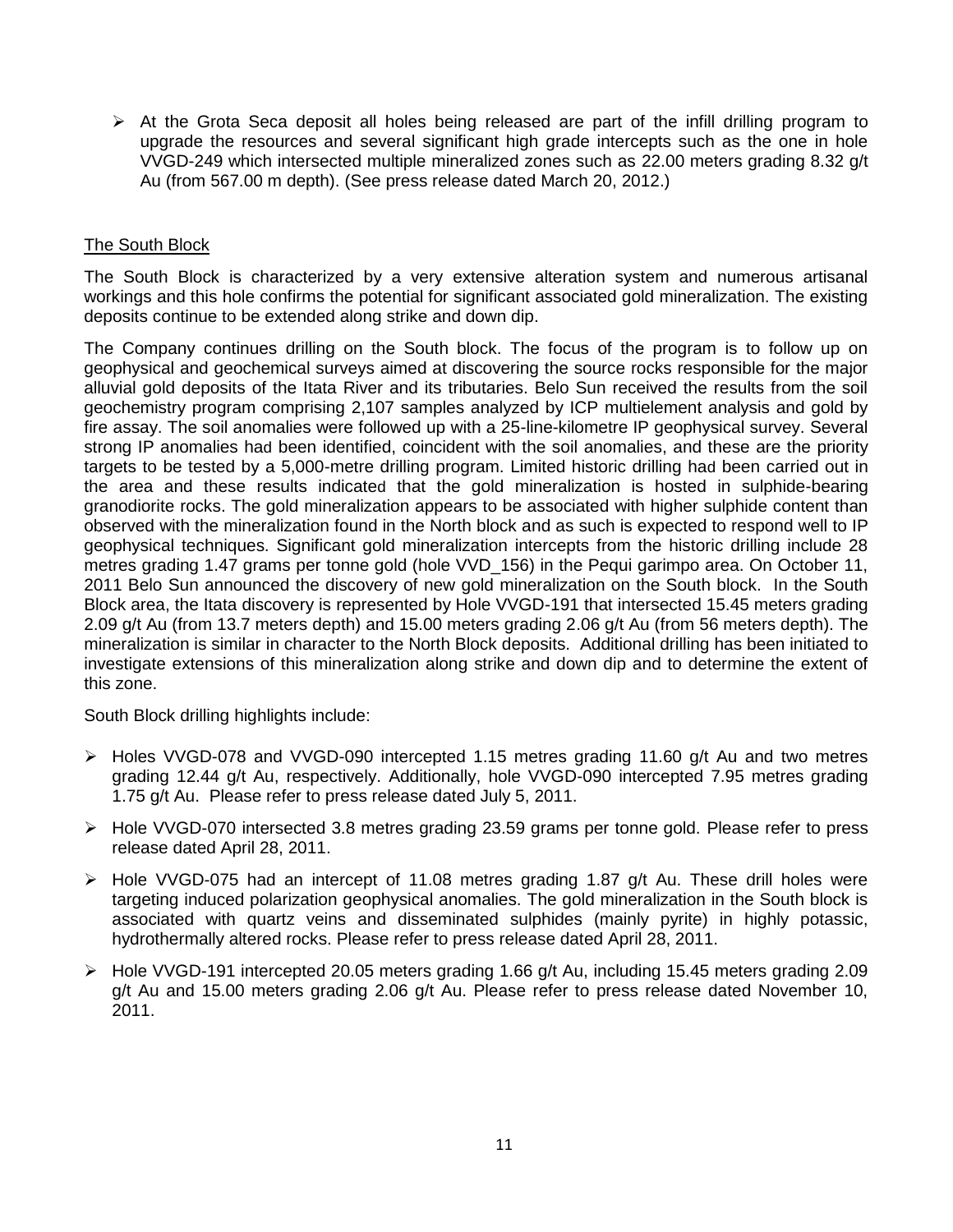- At the Grota Seca deposit all holes being released are part of the infill drilling program to upgrade the resources and several significant high grade intercepts such as the one in hole VVGD-249 which intersected multiple mineralized zones such as 22.00 meters grading 8.32 g/t Au (from 567.00 m depth). (See press release dated March 20, 2012.)

<u>The South Block</u>

The South Block is characterized by a very extensive alteration system and numerous artisanal workings and this hole confirms the potential for significant associated gold mineralization. The existing deposits continue to be extended along strike and down dip.

The Company continues drilling on the South block. The focus of the program is to follow up on geophysical and geochemical surveys aimed at discovering the source rocks responsible for the major alluvial gold deposits of the Itata River and its tributaries. Belo Sun received the results from the soil geochemistry program comprising 2,107 samples analyzed by ICP multielement analysis and gold by fire assay. The soil anomalies were followed up with a 25-line-kilometre IP geophysical survey. Several strong IP anomalies had been identified, coincident with the soil anomalies, and these are the priority targets to be tested by a 5,000-metre drilling program. Limited historic drilling had been carried out in the area and these results indicated that the gold mineralization is hosted in sulphide-bearing granodiorite rocks. The gold mineralization appears to be associated with higher sulphide content than observed with the mineralization found in the North block and as such is expected to respond well to IP geophysical techniques. Significant gold mineralization intercepts from the historic drilling include 28 metres grading 1.47 grams per tonne gold (hole VVD_156) in the Pequi garimpo area. On October 11, 2011 Belo Sun announced the discovery of new gold mineralization on the South block. In the South Block area, the Itata discovery is represented by Hole VVGD-191 that intersected 15.45 meters grading 2.09 g/t Au (from 13.7 meters depth) and 15.00 meters grading 2.06 g/t Au (from 56 meters depth). The mineralization is similar in character to the North Block deposits. Additional drilling has been initiated to investigate extensions of this mineralization along strike and down dip and to determine the extent of this zone.

South Block drilling highlights include:

- Holes VVGD-078 and VVGD-090 intercepted 1.15 metres grading 11.60 g/t Au and two metres grading 12.44 g/t Au, respectively. Additionally, hole VVGD-090 intercepted 7.95 metres grading 1.75 g/t Au. Please refer to press release dated July 5, 2011.
- Hole VVGD-070 intersected 3.8 metres grading 23.59 grams per tonne gold. Please refer to press release dated April 28, 2011.
- Hole VVGD-075 had an intercept of 11.08 metres grading 1.87 g/t Au. These drill holes were targeting induced polarization geophysical anomalies. The gold mineralization in the South block is associated with quartz veins and disseminated sulphides (mainly pyrite) in highly potassic, hydrothermally altered rocks. Please refer to press release dated April 28, 2011.
- Hole VVGD-191 intercepted 20.05 meters grading 1.66 g/t Au, including 15.45 meters grading 2.09 g/t Au and 15.00 meters grading 2.06 g/t Au. Please refer to press release dated November 10, 2011.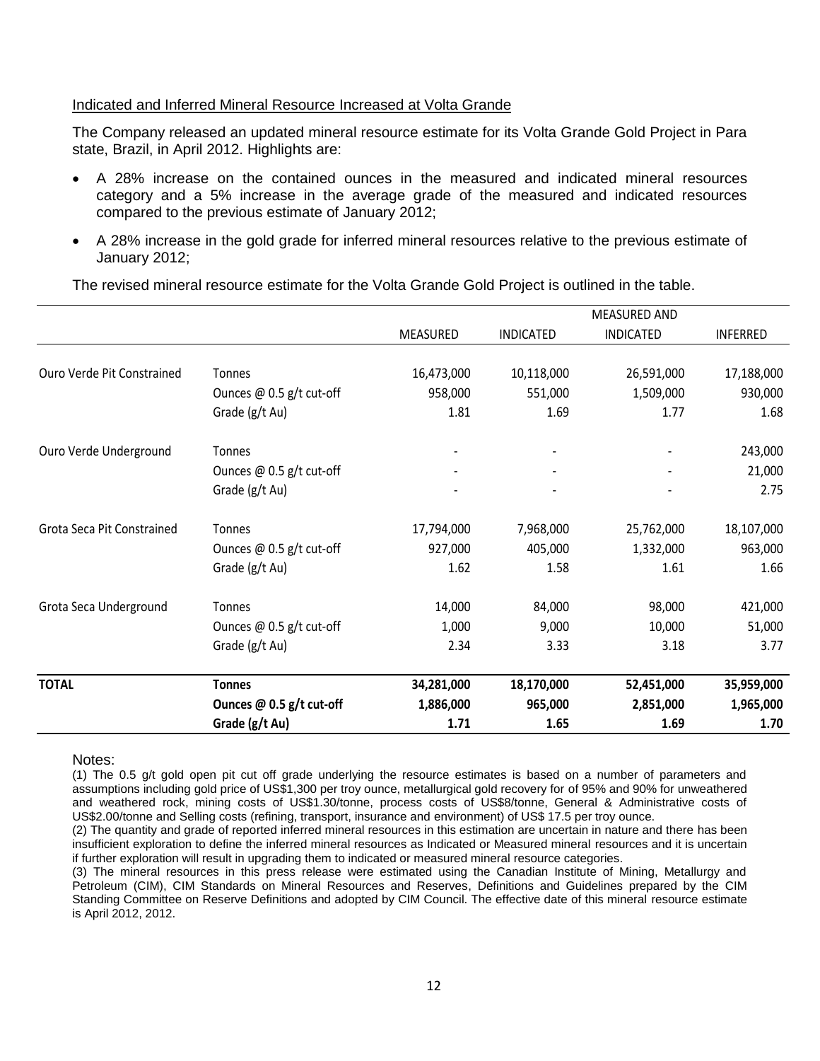## Indicated and Inferred Mineral Resource Increased at Volta Grande

The Company released an updated mineral resource estimate for its Volta Grande Gold Project in Para state, Brazil, in April 2012. Highlights are:

- A 28% increase on the contained ounces in the measured and indicated mineral resources category and a 5% increase in the average grade of the measured and indicated resources compared to the previous estimate of January 2012;
- A 28% increase in the gold grade for inferred mineral resources relative to the previous estimate of January 2012;

The revised mineral resource estimate for the Volta Grande Gold Project is outlined in the table.

| | | MEASURED | INDICATED | MEASURED AND INDICATED | INFERRED |
|---|---|---|---|---|---|
| Ouro Verde Pit Constrained | Tonnes | 16,473,000 | 10,118,000 | 26,591,000 | 17,188,000 |
| | Ounces @ 0.5 g/t cut-off | 958,000 | 551,000 | 1,509,000 | 930,000 |
| | Grade (g/t Au) | 1.81 | 1.69 | 1.77 | 1.68 |
| Ouro Verde Underground | Tonnes | - | - | - | 243,000 |
| | Ounces @ 0.5 g/t cut-off | - | - | - | 21,000 |
| | Grade (g/t Au) | - | - | - | 2.75 |
| Grota Seca Pit Constrained | Tonnes | 17,794,000 | 7,968,000 | 25,762,000 | 18,107,000 |
| | Ounces @ 0.5 g/t cut-off | 927,000 | 405,000 | 1,332,000 | 963,000 |
| | Grade (g/t Au) | 1.62 | 1.58 | 1.61 | 1.66 |
| Grota Seca Underground | Tonnes | 14,000 | 84,000 | 98,000 | 421,000 |
| | Ounces @ 0.5 g/t cut-off | 1,000 | 9,000 | 10,000 | 51,000 |
| | Grade (g/t Au) | 2.34 | 3.33 | 3.18 | 3.77 |
| **TOTAL** | **Tonnes** | **34,281,000** | **18,170,000** | **52,451,000** | **35,959,000** |
| | **Ounces @ 0.5 g/t cut-off** | **1,886,000** | **965,000** | **2,851,000** | **1,965,000** |
| | **Grade (g/t Au)** | **1.71** | **1.65** | **1.69** | **1.70** |

Notes:

(1) The 0.5 g/t gold open pit cut off grade underlying the resource estimates is based on a number of parameters and assumptions including gold price of US$1,300 per troy ounce, metallurgical gold recovery for of 95% and 90% for unweathered and weathered rock, mining costs of US$1.30/tonne, process costs of US$8/tonne, General & Administrative costs of US$2.00/tonne and Selling costs (refining, transport, insurance and environment) of US$ 17.5 per troy ounce.

(2) The quantity and grade of reported inferred mineral resources in this estimation are uncertain in nature and there has been insufficient exploration to define the inferred mineral resources as Indicated or Measured mineral resources and it is uncertain if further exploration will result in upgrading them to indicated or measured mineral resource categories.

(3) The mineral resources in this press release were estimated using the Canadian Institute of Mining, Metallurgy and Petroleum (CIM), CIM Standards on Mineral Resources and Reserves, Definitions and Guidelines prepared by the CIM Standing Committee on Reserve Definitions and adopted by CIM Council. The effective date of this mineral resource estimate is April 2012, 2012.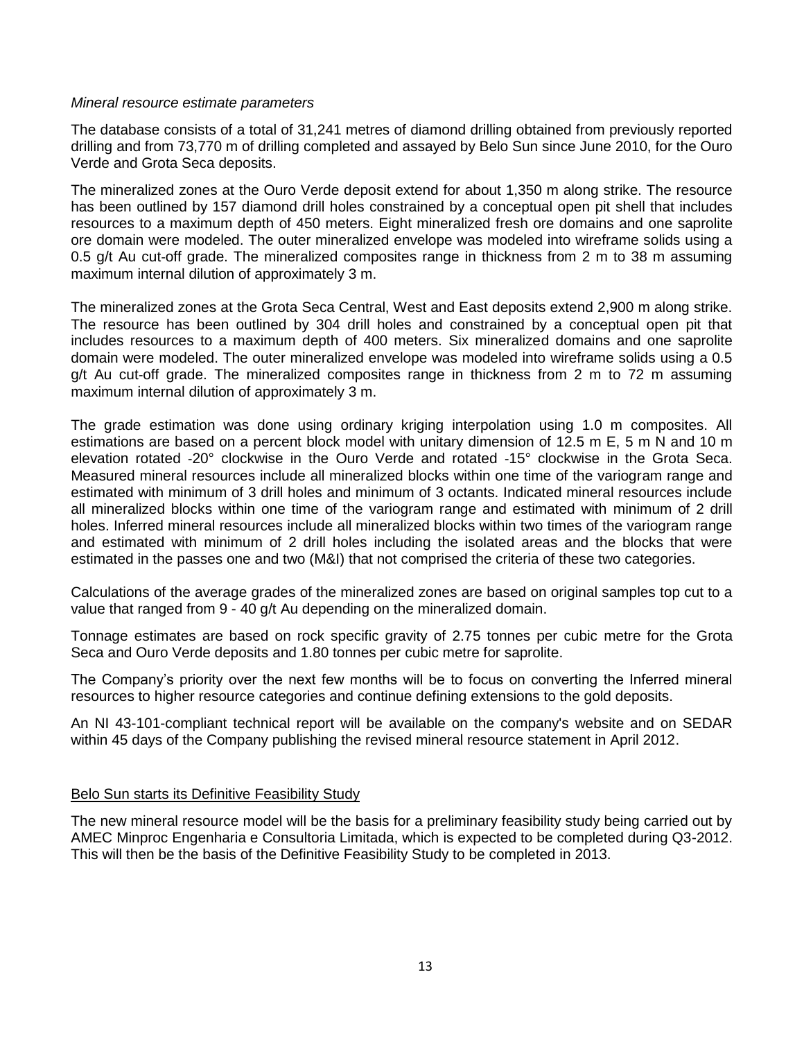*Mineral resource estimate parameters*

The database consists of a total of 31,241 metres of diamond drilling obtained from previously reported drilling and from 73,770 m of drilling completed and assayed by Belo Sun since June 2010, for the Ouro Verde and Grota Seca deposits.

The mineralized zones at the Ouro Verde deposit extend for about 1,350 m along strike. The resource has been outlined by 157 diamond drill holes constrained by a conceptual open pit shell that includes resources to a maximum depth of 450 meters. Eight mineralized fresh ore domains and one saprolite ore domain were modeled. The outer mineralized envelope was modeled into wireframe solids using a 0.5 g/t Au cut-off grade. The mineralized composites range in thickness from 2 m to 38 m assuming maximum internal dilution of approximately 3 m.

The mineralized zones at the Grota Seca Central, West and East deposits extend 2,900 m along strike. The resource has been outlined by 304 drill holes and constrained by a conceptual open pit that includes resources to a maximum depth of 400 meters. Six mineralized domains and one saprolite domain were modeled. The outer mineralized envelope was modeled into wireframe solids using a 0.5 g/t Au cut-off grade. The mineralized composites range in thickness from 2 m to 72 m assuming maximum internal dilution of approximately 3 m.

The grade estimation was done using ordinary kriging interpolation using 1.0 m composites. All estimations are based on a percent block model with unitary dimension of 12.5 m E, 5 m N and 10 m elevation rotated -20° clockwise in the Ouro Verde and rotated -15° clockwise in the Grota Seca. Measured mineral resources include all mineralized blocks within one time of the variogram range and estimated with minimum of 3 drill holes and minimum of 3 octants. Indicated mineral resources include all mineralized blocks within one time of the variogram range and estimated with minimum of 2 drill holes. Inferred mineral resources include all mineralized blocks within two times of the variogram range and estimated with minimum of 2 drill holes including the isolated areas and the blocks that were estimated in the passes one and two (M&I) that not comprised the criteria of these two categories.

Calculations of the average grades of the mineralized zones are based on original samples top cut to a value that ranged from 9 - 40 g/t Au depending on the mineralized domain.

Tonnage estimates are based on rock specific gravity of 2.75 tonnes per cubic metre for the Grota Seca and Ouro Verde deposits and 1.80 tonnes per cubic metre for saprolite.

The Company's priority over the next few months will be to focus on converting the Inferred mineral resources to higher resource categories and continue defining extensions to the gold deposits.

An NI 43-101-compliant technical report will be available on the company's website and on SEDAR within 45 days of the Company publishing the revised mineral resource statement in April 2012.

## Belo Sun starts its Definitive Feasibility Study

The new mineral resource model will be the basis for a preliminary feasibility study being carried out by AMEC Minproc Engenharia e Consultoria Limitada, which is expected to be completed during Q3-2012. This will then be the basis of the Definitive Feasibility Study to be completed in 2013.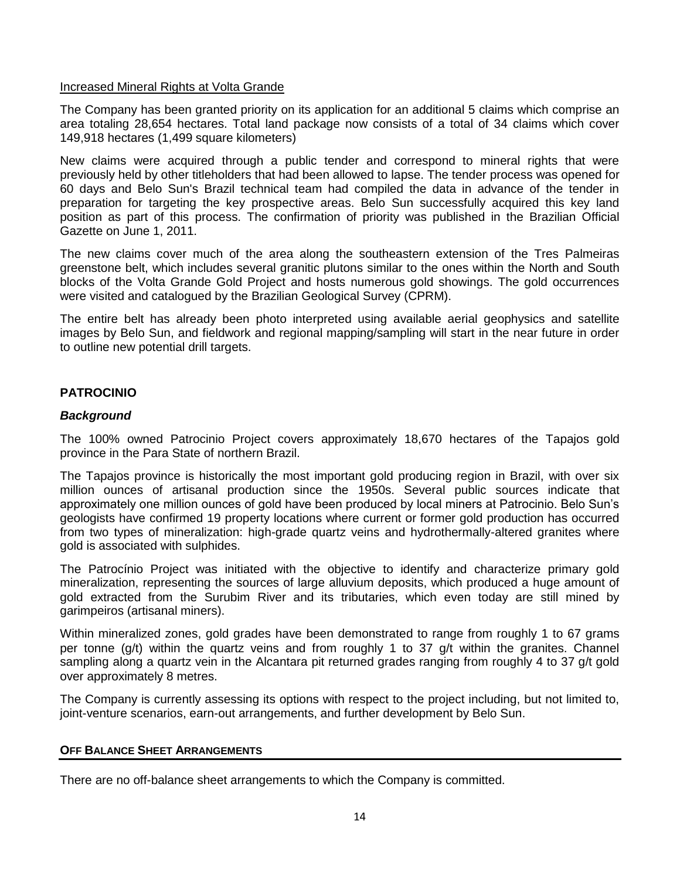Increased Mineral Rights at Volta Grande

The Company has been granted priority on its application for an additional 5 claims which comprise an area totaling 28,654 hectares. Total land package now consists of a total of 34 claims which cover 149,918 hectares (1,499 square kilometers)

New claims were acquired through a public tender and correspond to mineral rights that were previously held by other titleholders that had been allowed to lapse. The tender process was opened for 60 days and Belo Sun's Brazil technical team had compiled the data in advance of the tender in preparation for targeting the key prospective areas. Belo Sun successfully acquired this key land position as part of this process. The confirmation of priority was published in the Brazilian Official Gazette on June 1, 2011.

The new claims cover much of the area along the southeastern extension of the Tres Palmeiras greenstone belt, which includes several granitic plutons similar to the ones within the North and South blocks of the Volta Grande Gold Project and hosts numerous gold showings. The gold occurrences were visited and catalogued by the Brazilian Geological Survey (CPRM).

The entire belt has already been photo interpreted using available aerial geophysics and satellite images by Belo Sun, and fieldwork and regional mapping/sampling will start in the near future in order to outline new potential drill targets.

## PATROCINIO

### *Background*

The 100% owned Patrocinio Project covers approximately 18,670 hectares of the Tapajos gold province in the Para State of northern Brazil.

The Tapajos province is historically the most important gold producing region in Brazil, with over six million ounces of artisanal production since the 1950s. Several public sources indicate that approximately one million ounces of gold have been produced by local miners at Patrocinio. Belo Sun's geologists have confirmed 19 property locations where current or former gold production has occurred from two types of mineralization: high-grade quartz veins and hydrothermally-altered granites where gold is associated with sulphides.

The Patrocínio Project was initiated with the objective to identify and characterize primary gold mineralization, representing the sources of large alluvium deposits, which produced a huge amount of gold extracted from the Surubim River and its tributaries, which even today are still mined by garimpeiros (artisanal miners).

Within mineralized zones, gold grades have been demonstrated to range from roughly 1 to 67 grams per tonne (g/t) within the quartz veins and from roughly 1 to 37 g/t within the granites. Channel sampling along a quartz vein in the Alcantara pit returned grades ranging from roughly 4 to 37 g/t gold over approximately 8 metres.

The Company is currently assessing its options with respect to the project including, but not limited to, joint-venture scenarios, earn-out arrangements, and further development by Belo Sun.

## OFF BALANCE SHEET ARRANGEMENTS

There are no off-balance sheet arrangements to which the Company is committed.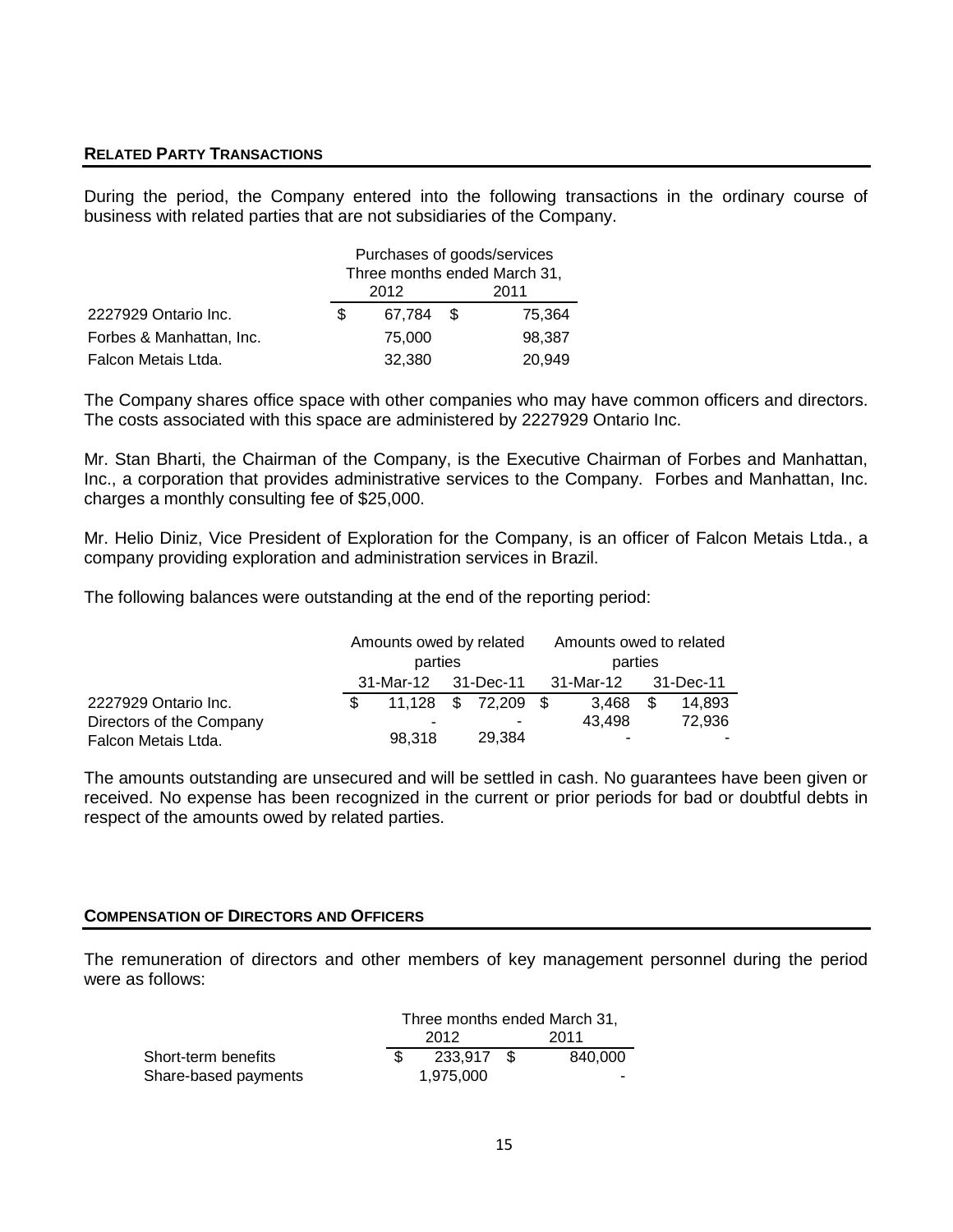## RELATED PARTY TRANSACTIONS

During the period, the Company entered into the following transactions in the ordinary course of business with related parties that are not subsidiaries of the Company.

| | Purchases of goods/services | |
|---|---|---|
| | Three months ended March 31, | |
| | 2012 | 2011 |
| 2227929 Ontario Inc. | $ 67,784 | $ 75,364 |
| Forbes & Manhattan, Inc. | 75,000 | 98,387 |
| Falcon Metais Ltda. | 32,380 | 20,949 |

The Company shares office space with other companies who may have common officers and directors. The costs associated with this space are administered by 2227929 Ontario Inc.

Mr. Stan Bharti, the Chairman of the Company, is the Executive Chairman of Forbes and Manhattan, Inc., a corporation that provides administrative services to the Company. Forbes and Manhattan, Inc. charges a monthly consulting fee of $25,000.

Mr. Helio Diniz, Vice President of Exploration for the Company, is an officer of Falcon Metais Ltda., a company providing exploration and administration services in Brazil.

The following balances were outstanding at the end of the reporting period:

| | Amounts owed by related parties | | Amounts owed to related parties | |
|---|---|---|---|---|
| | 31-Mar-12 | 31-Dec-11 | 31-Mar-12 | 31-Dec-11 |
| 2227929 Ontario Inc. | $ 11,128 | $ 72,209 | $ 3,468 | $ 14,893 |
| Directors of the Company | - | - | 43,498 | 72,936 |
| Falcon Metais Ltda. | 98,318 | 29,384 | - | - |

The amounts outstanding are unsecured and will be settled in cash. No guarantees have been given or received. No expense has been recognized in the current or prior periods for bad or doubtful debts in respect of the amounts owed by related parties.

## COMPENSATION OF DIRECTORS AND OFFICERS

The remuneration of directors and other members of key management personnel during the period were as follows:

| | Three months ended March 31, | |
|---|---|---|
| | 2012 | 2011 |
| Short-term benefits | $ 233,917 | $ 840,000 |
| Share-based payments | 1,975,000 | - |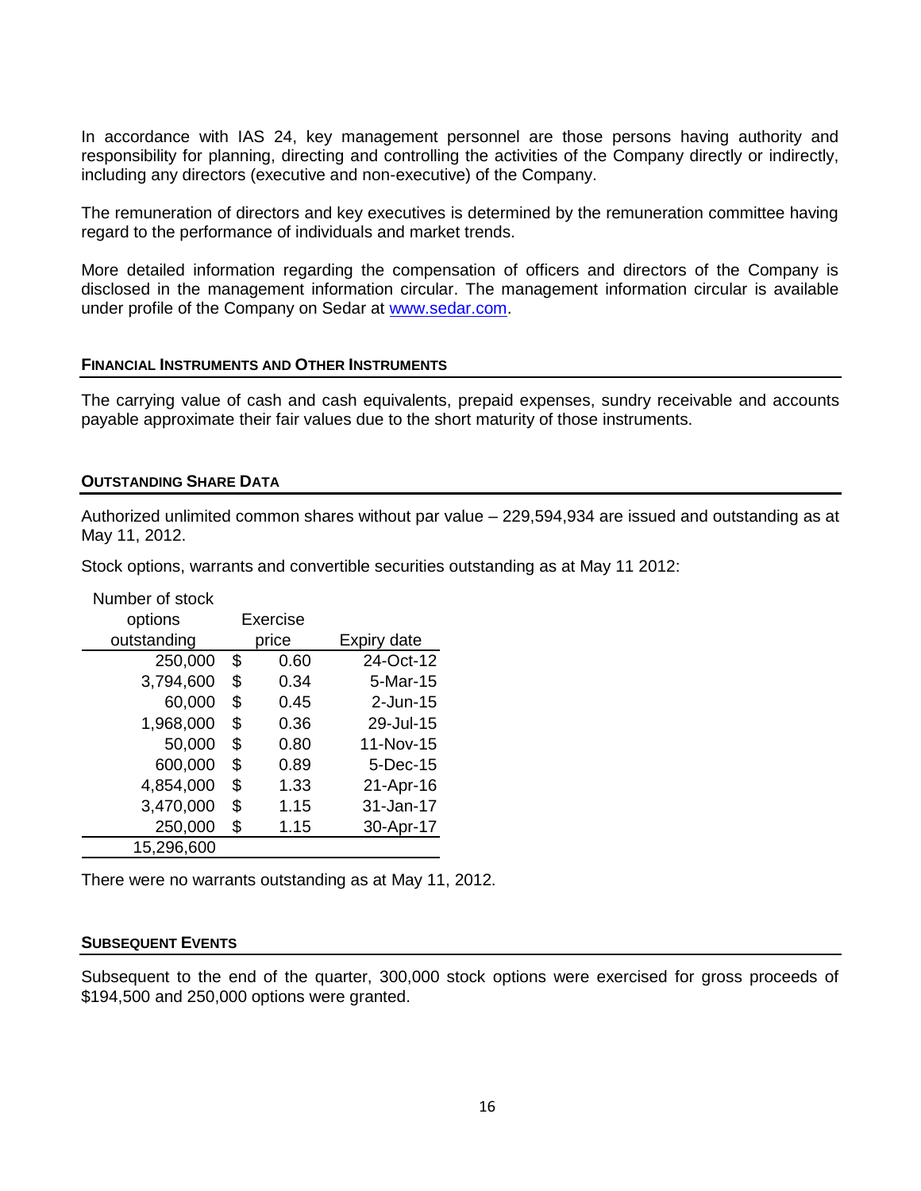In accordance with IAS 24, key management personnel are those persons having authority and responsibility for planning, directing and controlling the activities of the Company directly or indirectly, including any directors (executive and non-executive) of the Company.

The remuneration of directors and key executives is determined by the remuneration committee having regard to the performance of individuals and market trends.

More detailed information regarding the compensation of officers and directors of the Company is disclosed in the management information circular. The management information circular is available under profile of the Company on Sedar at www.sedar.com.

## FINANCIAL INSTRUMENTS AND OTHER INSTRUMENTS

The carrying value of cash and cash equivalents, prepaid expenses, sundry receivable and accounts payable approximate their fair values due to the short maturity of those instruments.

## OUTSTANDING SHARE DATA

Authorized unlimited common shares without par value – 229,594,934 are issued and outstanding as at May 11, 2012.

Stock options, warrants and convertible securities outstanding as at May 11 2012:

| Number of stock options outstanding | Exercise price | Expiry date |
|---|---|---|
| 250,000 | $ 0.60 | 24-Oct-12 |
| 3,794,600 | $ 0.34 | 5-Mar-15 |
| 60,000 | $ 0.45 | 2-Jun-15 |
| 1,968,000 | $ 0.36 | 29-Jul-15 |
| 50,000 | $ 0.80 | 11-Nov-15 |
| 600,000 | $ 0.89 | 5-Dec-15 |
| 4,854,000 | $ 1.33 | 21-Apr-16 |
| 3,470,000 | $ 1.15 | 31-Jan-17 |
| 250,000 | $ 1.15 | 30-Apr-17 |
| 15,296,600 | | |

There were no warrants outstanding as at May 11, 2012.

## SUBSEQUENT EVENTS

Subsequent to the end of the quarter, 300,000 stock options were exercised for gross proceeds of $194,500 and 250,000 options were granted.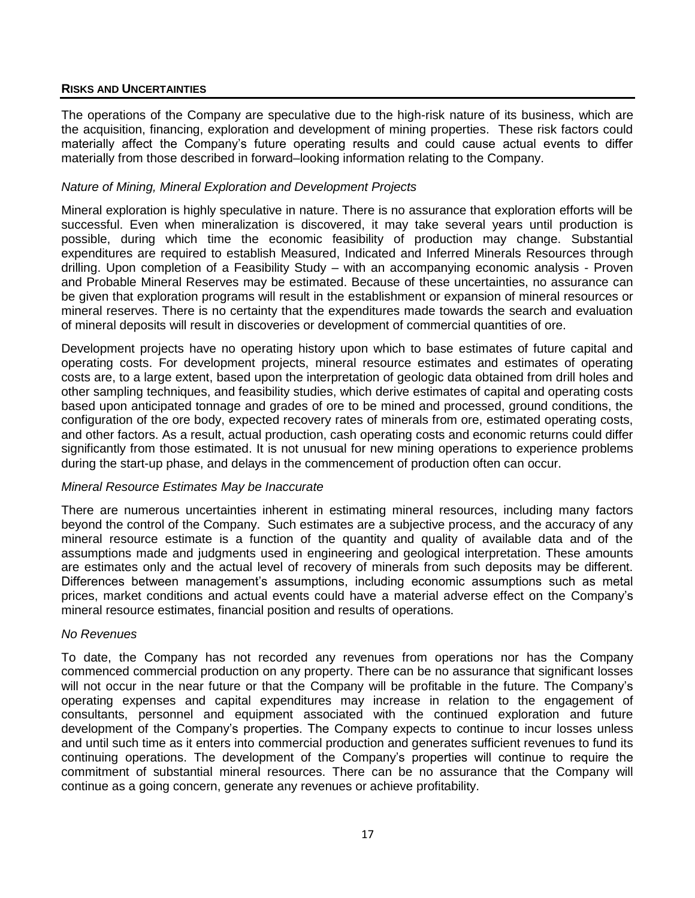## RISKS AND UNCERTAINTIES

The operations of the Company are speculative due to the high-risk nature of its business, which are the acquisition, financing, exploration and development of mining properties. These risk factors could materially affect the Company's future operating results and could cause actual events to differ materially from those described in forward–looking information relating to the Company.

*Nature of Mining, Mineral Exploration and Development Projects*

Mineral exploration is highly speculative in nature. There is no assurance that exploration efforts will be successful. Even when mineralization is discovered, it may take several years until production is possible, during which time the economic feasibility of production may change. Substantial expenditures are required to establish Measured, Indicated and Inferred Minerals Resources through drilling. Upon completion of a Feasibility Study – with an accompanying economic analysis - Proven and Probable Mineral Reserves may be estimated. Because of these uncertainties, no assurance can be given that exploration programs will result in the establishment or expansion of mineral resources or mineral reserves. There is no certainty that the expenditures made towards the search and evaluation of mineral deposits will result in discoveries or development of commercial quantities of ore.

Development projects have no operating history upon which to base estimates of future capital and operating costs. For development projects, mineral resource estimates and estimates of operating costs are, to a large extent, based upon the interpretation of geologic data obtained from drill holes and other sampling techniques, and feasibility studies, which derive estimates of capital and operating costs based upon anticipated tonnage and grades of ore to be mined and processed, ground conditions, the configuration of the ore body, expected recovery rates of minerals from ore, estimated operating costs, and other factors. As a result, actual production, cash operating costs and economic returns could differ significantly from those estimated. It is not unusual for new mining operations to experience problems during the start-up phase, and delays in the commencement of production often can occur.

*Mineral Resource Estimates May be Inaccurate*

There are numerous uncertainties inherent in estimating mineral resources, including many factors beyond the control of the Company. Such estimates are a subjective process, and the accuracy of any mineral resource estimate is a function of the quantity and quality of available data and of the assumptions made and judgments used in engineering and geological interpretation. These amounts are estimates only and the actual level of recovery of minerals from such deposits may be different. Differences between management's assumptions, including economic assumptions such as metal prices, market conditions and actual events could have a material adverse effect on the Company's mineral resource estimates, financial position and results of operations.

*No Revenues*

To date, the Company has not recorded any revenues from operations nor has the Company commenced commercial production on any property. There can be no assurance that significant losses will not occur in the near future or that the Company will be profitable in the future. The Company's operating expenses and capital expenditures may increase in relation to the engagement of consultants, personnel and equipment associated with the continued exploration and future development of the Company's properties. The Company expects to continue to incur losses unless and until such time as it enters into commercial production and generates sufficient revenues to fund its continuing operations. The development of the Company's properties will continue to require the commitment of substantial mineral resources. There can be no assurance that the Company will continue as a going concern, generate any revenues or achieve profitability.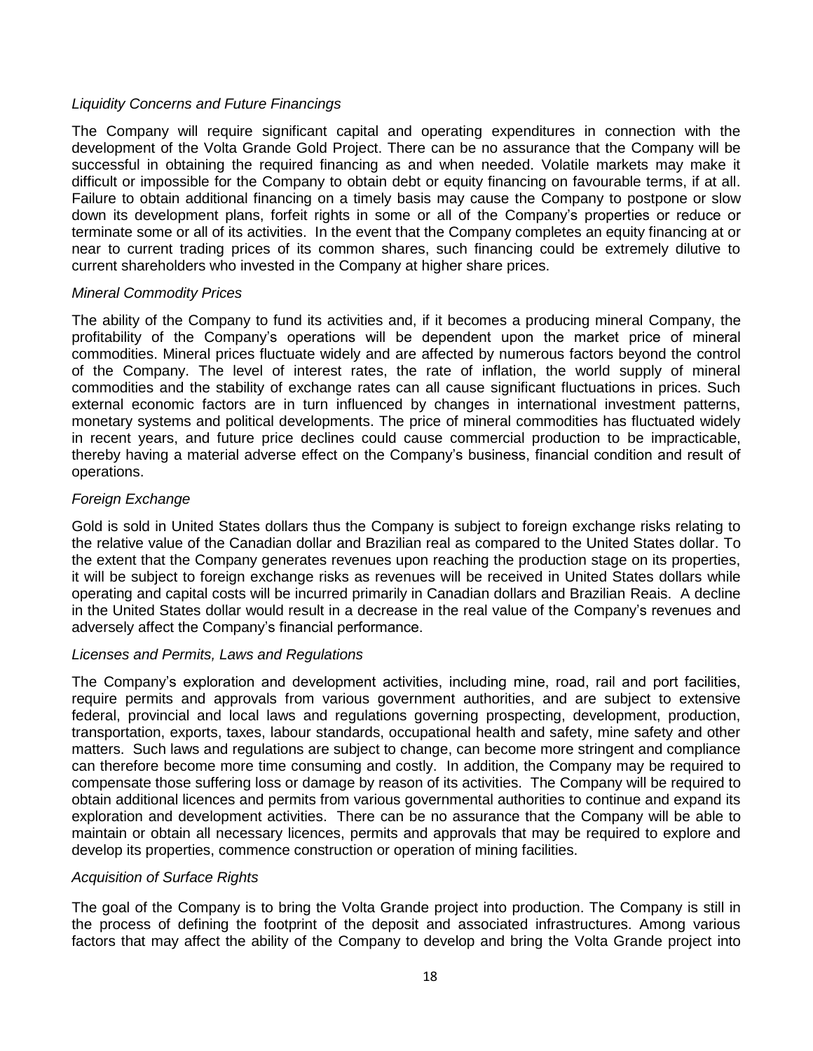*Liquidity Concerns and Future Financings*

The Company will require significant capital and operating expenditures in connection with the development of the Volta Grande Gold Project. There can be no assurance that the Company will be successful in obtaining the required financing as and when needed. Volatile markets may make it difficult or impossible for the Company to obtain debt or equity financing on favourable terms, if at all. Failure to obtain additional financing on a timely basis may cause the Company to postpone or slow down its development plans, forfeit rights in some or all of the Company's properties or reduce or terminate some or all of its activities. In the event that the Company completes an equity financing at or near to current trading prices of its common shares, such financing could be extremely dilutive to current shareholders who invested in the Company at higher share prices.

*Mineral Commodity Prices*

The ability of the Company to fund its activities and, if it becomes a producing mineral Company, the profitability of the Company's operations will be dependent upon the market price of mineral commodities. Mineral prices fluctuate widely and are affected by numerous factors beyond the control of the Company. The level of interest rates, the rate of inflation, the world supply of mineral commodities and the stability of exchange rates can all cause significant fluctuations in prices. Such external economic factors are in turn influenced by changes in international investment patterns, monetary systems and political developments. The price of mineral commodities has fluctuated widely in recent years, and future price declines could cause commercial production to be impracticable, thereby having a material adverse effect on the Company's business, financial condition and result of operations.

*Foreign Exchange*

Gold is sold in United States dollars thus the Company is subject to foreign exchange risks relating to the relative value of the Canadian dollar and Brazilian real as compared to the United States dollar. To the extent that the Company generates revenues upon reaching the production stage on its properties, it will be subject to foreign exchange risks as revenues will be received in United States dollars while operating and capital costs will be incurred primarily in Canadian dollars and Brazilian Reais. A decline in the United States dollar would result in a decrease in the real value of the Company's revenues and adversely affect the Company's financial performance.

*Licenses and Permits, Laws and Regulations*

The Company's exploration and development activities, including mine, road, rail and port facilities, require permits and approvals from various government authorities, and are subject to extensive federal, provincial and local laws and regulations governing prospecting, development, production, transportation, exports, taxes, labour standards, occupational health and safety, mine safety and other matters. Such laws and regulations are subject to change, can become more stringent and compliance can therefore become more time consuming and costly. In addition, the Company may be required to compensate those suffering loss or damage by reason of its activities. The Company will be required to obtain additional licences and permits from various governmental authorities to continue and expand its exploration and development activities. There can be no assurance that the Company will be able to maintain or obtain all necessary licences, permits and approvals that may be required to explore and develop its properties, commence construction or operation of mining facilities.

*Acquisition of Surface Rights*

The goal of the Company is to bring the Volta Grande project into production. The Company is still in the process of defining the footprint of the deposit and associated infrastructures. Among various factors that may affect the ability of the Company to develop and bring the Volta Grande project into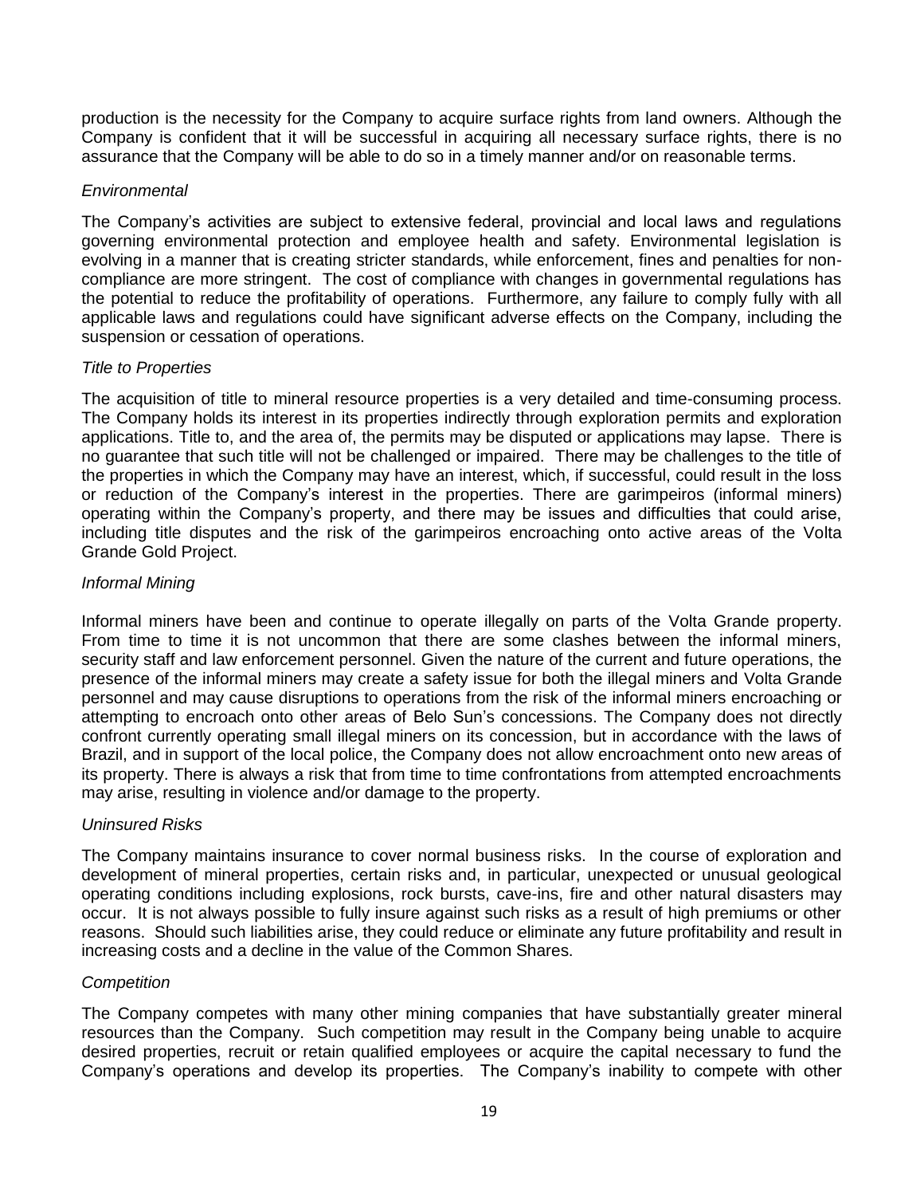production is the necessity for the Company to acquire surface rights from land owners. Although the Company is confident that it will be successful in acquiring all necessary surface rights, there is no assurance that the Company will be able to do so in a timely manner and/or on reasonable terms.

*Environmental*

The Company's activities are subject to extensive federal, provincial and local laws and regulations governing environmental protection and employee health and safety. Environmental legislation is evolving in a manner that is creating stricter standards, while enforcement, fines and penalties for non-compliance are more stringent. The cost of compliance with changes in governmental regulations has the potential to reduce the profitability of operations. Furthermore, any failure to comply fully with all applicable laws and regulations could have significant adverse effects on the Company, including the suspension or cessation of operations.

*Title to Properties*

The acquisition of title to mineral resource properties is a very detailed and time-consuming process. The Company holds its interest in its properties indirectly through exploration permits and exploration applications. Title to, and the area of, the permits may be disputed or applications may lapse. There is no guarantee that such title will not be challenged or impaired. There may be challenges to the title of the properties in which the Company may have an interest, which, if successful, could result in the loss or reduction of the Company's interest in the properties. There are garimpeiros (informal miners) operating within the Company's property, and there may be issues and difficulties that could arise, including title disputes and the risk of the garimpeiros encroaching onto active areas of the Volta Grande Gold Project.

*Informal Mining*

Informal miners have been and continue to operate illegally on parts of the Volta Grande property. From time to time it is not uncommon that there are some clashes between the informal miners, security staff and law enforcement personnel. Given the nature of the current and future operations, the presence of the informal miners may create a safety issue for both the illegal miners and Volta Grande personnel and may cause disruptions to operations from the risk of the informal miners encroaching or attempting to encroach onto other areas of Belo Sun's concessions. The Company does not directly confront currently operating small illegal miners on its concession, but in accordance with the laws of Brazil, and in support of the local police, the Company does not allow encroachment onto new areas of its property. There is always a risk that from time to time confrontations from attempted encroachments may arise, resulting in violence and/or damage to the property.

*Uninsured Risks*

The Company maintains insurance to cover normal business risks. In the course of exploration and development of mineral properties, certain risks and, in particular, unexpected or unusual geological operating conditions including explosions, rock bursts, cave-ins, fire and other natural disasters may occur. It is not always possible to fully insure against such risks as a result of high premiums or other reasons. Should such liabilities arise, they could reduce or eliminate any future profitability and result in increasing costs and a decline in the value of the Common Shares.

*Competition*

The Company competes with many other mining companies that have substantially greater mineral resources than the Company. Such competition may result in the Company being unable to acquire desired properties, recruit or retain qualified employees or acquire the capital necessary to fund the Company's operations and develop its properties. The Company's inability to compete with other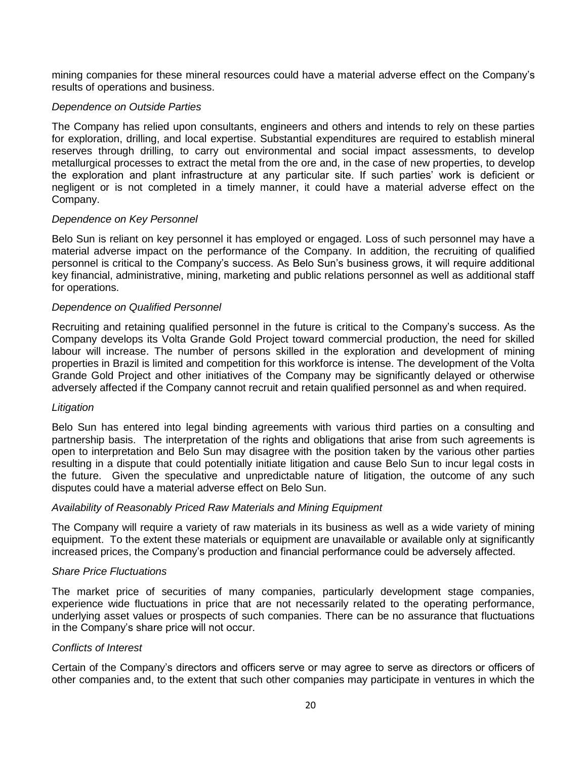mining companies for these mineral resources could have a material adverse effect on the Company's results of operations and business.

*Dependence on Outside Parties*

The Company has relied upon consultants, engineers and others and intends to rely on these parties for exploration, drilling, and local expertise. Substantial expenditures are required to establish mineral reserves through drilling, to carry out environmental and social impact assessments, to develop metallurgical processes to extract the metal from the ore and, in the case of new properties, to develop the exploration and plant infrastructure at any particular site. If such parties' work is deficient or negligent or is not completed in a timely manner, it could have a material adverse effect on the Company.

*Dependence on Key Personnel*

Belo Sun is reliant on key personnel it has employed or engaged. Loss of such personnel may have a material adverse impact on the performance of the Company. In addition, the recruiting of qualified personnel is critical to the Company's success. As Belo Sun's business grows, it will require additional key financial, administrative, mining, marketing and public relations personnel as well as additional staff for operations.

*Dependence on Qualified Personnel*

Recruiting and retaining qualified personnel in the future is critical to the Company's success. As the Company develops its Volta Grande Gold Project toward commercial production, the need for skilled labour will increase. The number of persons skilled in the exploration and development of mining properties in Brazil is limited and competition for this workforce is intense. The development of the Volta Grande Gold Project and other initiatives of the Company may be significantly delayed or otherwise adversely affected if the Company cannot recruit and retain qualified personnel as and when required.

*Litigation*

Belo Sun has entered into legal binding agreements with various third parties on a consulting and partnership basis. The interpretation of the rights and obligations that arise from such agreements is open to interpretation and Belo Sun may disagree with the position taken by the various other parties resulting in a dispute that could potentially initiate litigation and cause Belo Sun to incur legal costs in the future. Given the speculative and unpredictable nature of litigation, the outcome of any such disputes could have a material adverse effect on Belo Sun.

*Availability of Reasonably Priced Raw Materials and Mining Equipment*

The Company will require a variety of raw materials in its business as well as a wide variety of mining equipment. To the extent these materials or equipment are unavailable or available only at significantly increased prices, the Company's production and financial performance could be adversely affected.

*Share Price Fluctuations*

The market price of securities of many companies, particularly development stage companies, experience wide fluctuations in price that are not necessarily related to the operating performance, underlying asset values or prospects of such companies. There can be no assurance that fluctuations in the Company's share price will not occur.

*Conflicts of Interest*

Certain of the Company's directors and officers serve or may agree to serve as directors or officers of other companies and, to the extent that such other companies may participate in ventures in which the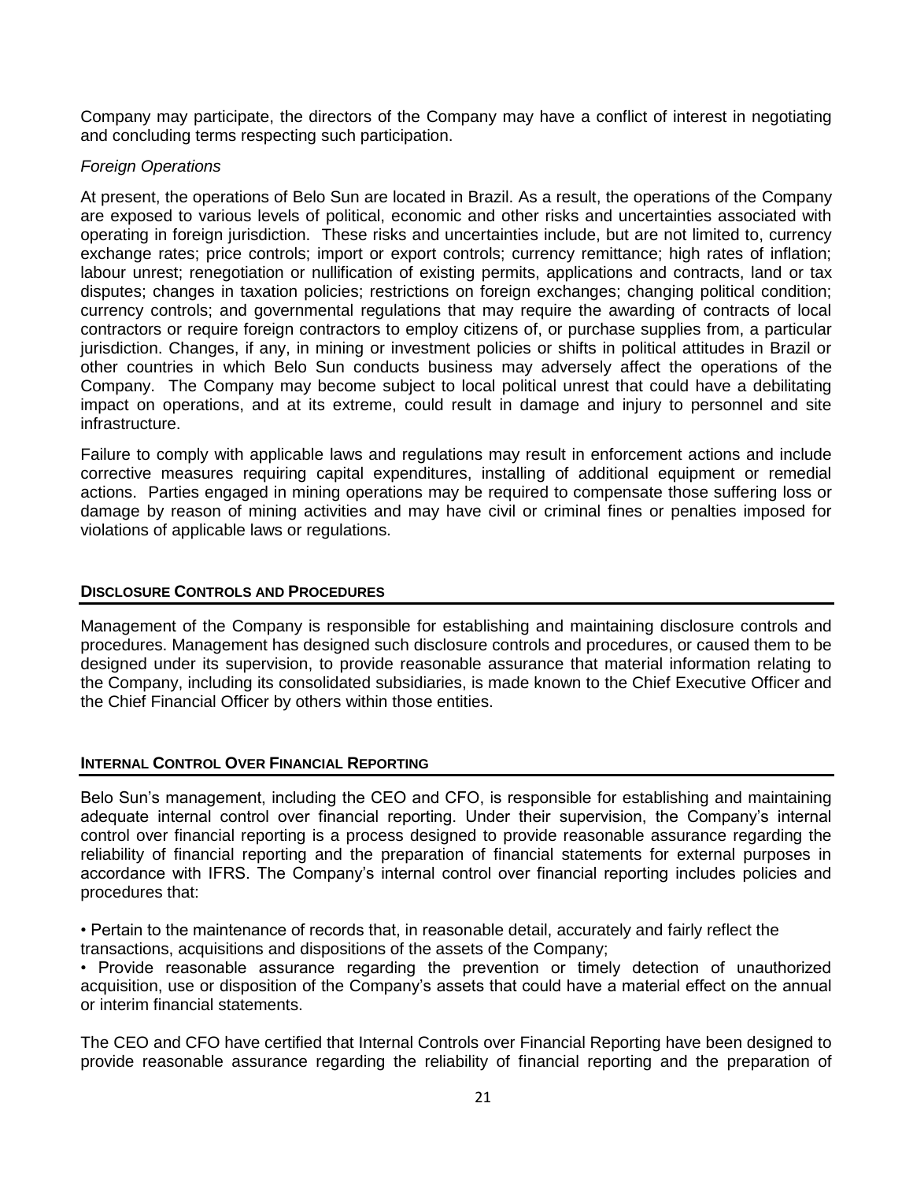Company may participate, the directors of the Company may have a conflict of interest in negotiating and concluding terms respecting such participation.

*Foreign Operations*

At present, the operations of Belo Sun are located in Brazil. As a result, the operations of the Company are exposed to various levels of political, economic and other risks and uncertainties associated with operating in foreign jurisdiction. These risks and uncertainties include, but are not limited to, currency exchange rates; price controls; import or export controls; currency remittance; high rates of inflation; labour unrest; renegotiation or nullification of existing permits, applications and contracts, land or tax disputes; changes in taxation policies; restrictions on foreign exchanges; changing political condition; currency controls; and governmental regulations that may require the awarding of contracts of local contractors or require foreign contractors to employ citizens of, or purchase supplies from, a particular jurisdiction. Changes, if any, in mining or investment policies or shifts in political attitudes in Brazil or other countries in which Belo Sun conducts business may adversely affect the operations of the Company. The Company may become subject to local political unrest that could have a debilitating impact on operations, and at its extreme, could result in damage and injury to personnel and site infrastructure.

Failure to comply with applicable laws and regulations may result in enforcement actions and include corrective measures requiring capital expenditures, installing of additional equipment or remedial actions. Parties engaged in mining operations may be required to compensate those suffering loss or damage by reason of mining activities and may have civil or criminal fines or penalties imposed for violations of applicable laws or regulations.

## DISCLOSURE CONTROLS AND PROCEDURES

Management of the Company is responsible for establishing and maintaining disclosure controls and procedures. Management has designed such disclosure controls and procedures, or caused them to be designed under its supervision, to provide reasonable assurance that material information relating to the Company, including its consolidated subsidiaries, is made known to the Chief Executive Officer and the Chief Financial Officer by others within those entities.

## INTERNAL CONTROL OVER FINANCIAL REPORTING

Belo Sun's management, including the CEO and CFO, is responsible for establishing and maintaining adequate internal control over financial reporting. Under their supervision, the Company's internal control over financial reporting is a process designed to provide reasonable assurance regarding the reliability of financial reporting and the preparation of financial statements for external purposes in accordance with IFRS. The Company's internal control over financial reporting includes policies and procedures that:

- Pertain to the maintenance of records that, in reasonable detail, accurately and fairly reflect the transactions, acquisitions and dispositions of the assets of the Company;
- Provide reasonable assurance regarding the prevention or timely detection of unauthorized acquisition, use or disposition of the Company's assets that could have a material effect on the annual or interim financial statements.

The CEO and CFO have certified that Internal Controls over Financial Reporting have been designed to provide reasonable assurance regarding the reliability of financial reporting and the preparation of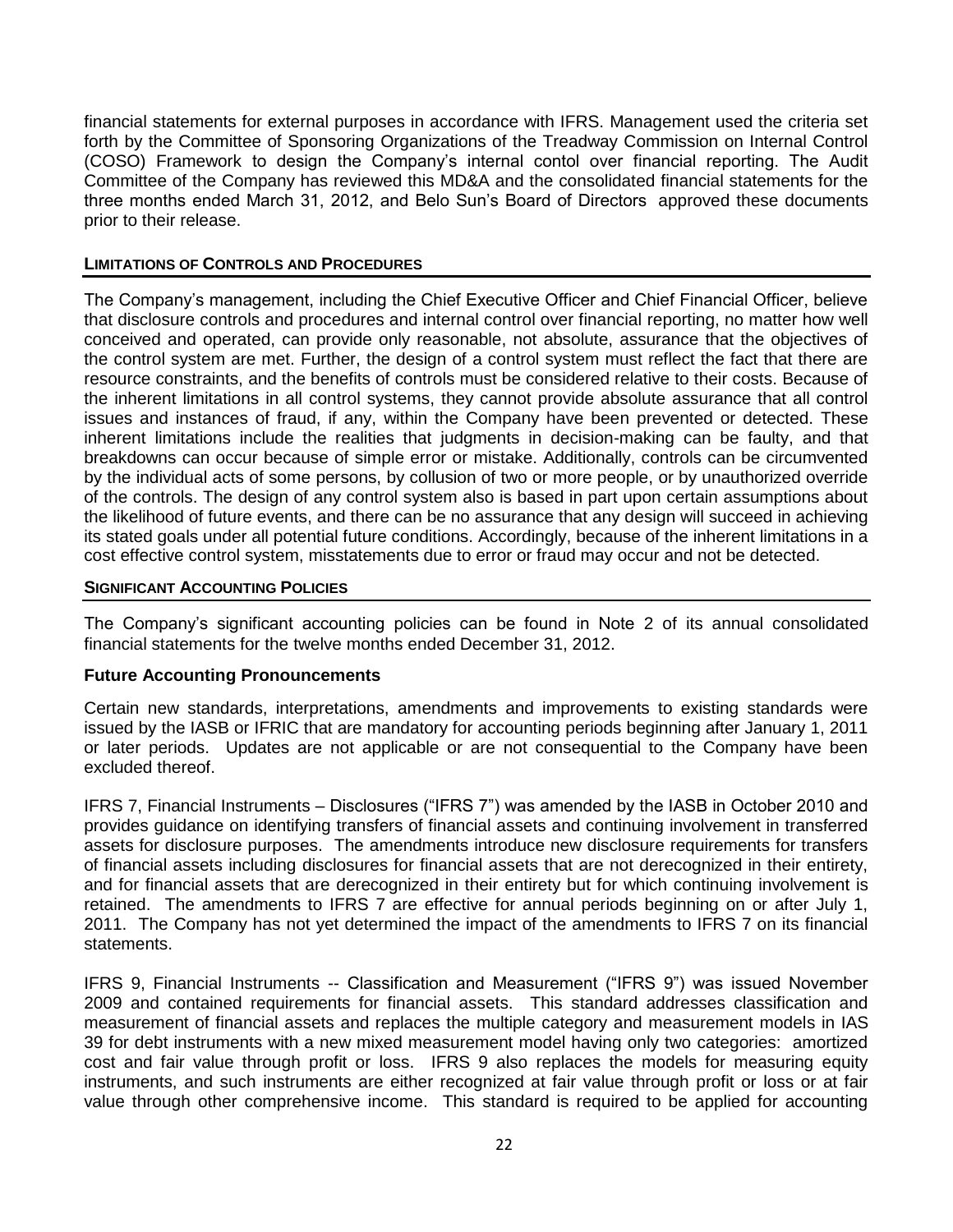financial statements for external purposes in accordance with IFRS. Management used the criteria set forth by the Committee of Sponsoring Organizations of the Treadway Commission on Internal Control (COSO) Framework to design the Company's internal contol over financial reporting. The Audit Committee of the Company has reviewed this MD&A and the consolidated financial statements for the three months ended March 31, 2012, and Belo Sun's Board of Directors approved these documents prior to their release.

## LIMITATIONS OF CONTROLS AND PROCEDURES

The Company's management, including the Chief Executive Officer and Chief Financial Officer, believe that disclosure controls and procedures and internal control over financial reporting, no matter how well conceived and operated, can provide only reasonable, not absolute, assurance that the objectives of the control system are met. Further, the design of a control system must reflect the fact that there are resource constraints, and the benefits of controls must be considered relative to their costs. Because of the inherent limitations in all control systems, they cannot provide absolute assurance that all control issues and instances of fraud, if any, within the Company have been prevented or detected. These inherent limitations include the realities that judgments in decision-making can be faulty, and that breakdowns can occur because of simple error or mistake. Additionally, controls can be circumvented by the individual acts of some persons, by collusion of two or more people, or by unauthorized override of the controls. The design of any control system also is based in part upon certain assumptions about the likelihood of future events, and there can be no assurance that any design will succeed in achieving its stated goals under all potential future conditions. Accordingly, because of the inherent limitations in a cost effective control system, misstatements due to error or fraud may occur and not be detected.

## SIGNIFICANT ACCOUNTING POLICIES

The Company's significant accounting policies can be found in Note 2 of its annual consolidated financial statements for the twelve months ended December 31, 2012.

### Future Accounting Pronouncements

Certain new standards, interpretations, amendments and improvements to existing standards were issued by the IASB or IFRIC that are mandatory for accounting periods beginning after January 1, 2011 or later periods. Updates are not applicable or are not consequential to the Company have been excluded thereof.

IFRS 7, Financial Instruments – Disclosures ("IFRS 7") was amended by the IASB in October 2010 and provides guidance on identifying transfers of financial assets and continuing involvement in transferred assets for disclosure purposes. The amendments introduce new disclosure requirements for transfers of financial assets including disclosures for financial assets that are not derecognized in their entirety, and for financial assets that are derecognized in their entirety but for which continuing involvement is retained. The amendments to IFRS 7 are effective for annual periods beginning on or after July 1, 2011. The Company has not yet determined the impact of the amendments to IFRS 7 on its financial statements.

IFRS 9, Financial Instruments -- Classification and Measurement ("IFRS 9") was issued November 2009 and contained requirements for financial assets. This standard addresses classification and measurement of financial assets and replaces the multiple category and measurement models in IAS 39 for debt instruments with a new mixed measurement model having only two categories: amortized cost and fair value through profit or loss. IFRS 9 also replaces the models for measuring equity instruments, and such instruments are either recognized at fair value through profit or loss or at fair value through other comprehensive income. This standard is required to be applied for accounting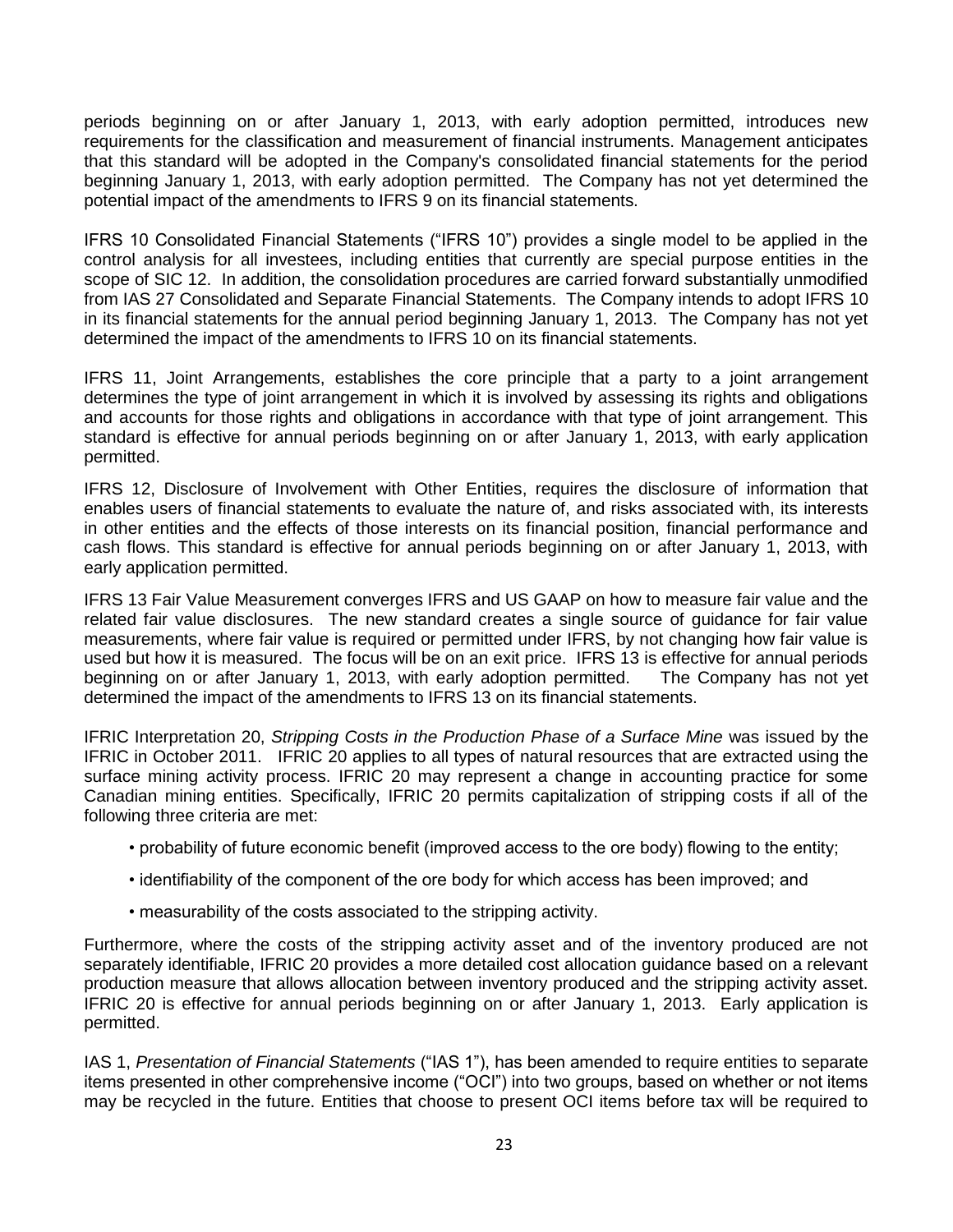periods beginning on or after January 1, 2013, with early adoption permitted, introduces new requirements for the classification and measurement of financial instruments. Management anticipates that this standard will be adopted in the Company's consolidated financial statements for the period beginning January 1, 2013, with early adoption permitted. The Company has not yet determined the potential impact of the amendments to IFRS 9 on its financial statements.

IFRS 10 Consolidated Financial Statements ("IFRS 10") provides a single model to be applied in the control analysis for all investees, including entities that currently are special purpose entities in the scope of SIC 12. In addition, the consolidation procedures are carried forward substantially unmodified from IAS 27 Consolidated and Separate Financial Statements. The Company intends to adopt IFRS 10 in its financial statements for the annual period beginning January 1, 2013. The Company has not yet determined the impact of the amendments to IFRS 10 on its financial statements.

IFRS 11, Joint Arrangements, establishes the core principle that a party to a joint arrangement determines the type of joint arrangement in which it is involved by assessing its rights and obligations and accounts for those rights and obligations in accordance with that type of joint arrangement. This standard is effective for annual periods beginning on or after January 1, 2013, with early application permitted.

IFRS 12, Disclosure of Involvement with Other Entities, requires the disclosure of information that enables users of financial statements to evaluate the nature of, and risks associated with, its interests in other entities and the effects of those interests on its financial position, financial performance and cash flows. This standard is effective for annual periods beginning on or after January 1, 2013, with early application permitted.

IFRS 13 Fair Value Measurement converges IFRS and US GAAP on how to measure fair value and the related fair value disclosures. The new standard creates a single source of guidance for fair value measurements, where fair value is required or permitted under IFRS, by not changing how fair value is used but how it is measured. The focus will be on an exit price. IFRS 13 is effective for annual periods beginning on or after January 1, 2013, with early adoption permitted. The Company has not yet determined the impact of the amendments to IFRS 13 on its financial statements.

IFRIC Interpretation 20, *Stripping Costs in the Production Phase of a Surface Mine* was issued by the IFRIC in October 2011. IFRIC 20 applies to all types of natural resources that are extracted using the surface mining activity process. IFRIC 20 may represent a change in accounting practice for some Canadian mining entities. Specifically, IFRIC 20 permits capitalization of stripping costs if all of the following three criteria are met:

- probability of future economic benefit (improved access to the ore body) flowing to the entity;
- identifiability of the component of the ore body for which access has been improved; and
- measurability of the costs associated to the stripping activity.

Furthermore, where the costs of the stripping activity asset and of the inventory produced are not separately identifiable, IFRIC 20 provides a more detailed cost allocation guidance based on a relevant production measure that allows allocation between inventory produced and the stripping activity asset. IFRIC 20 is effective for annual periods beginning on or after January 1, 2013. Early application is permitted.

IAS 1, *Presentation of Financial Statements* ("IAS 1"), has been amended to require entities to separate items presented in other comprehensive income ("OCI") into two groups, based on whether or not items may be recycled in the future. Entities that choose to present OCI items before tax will be required to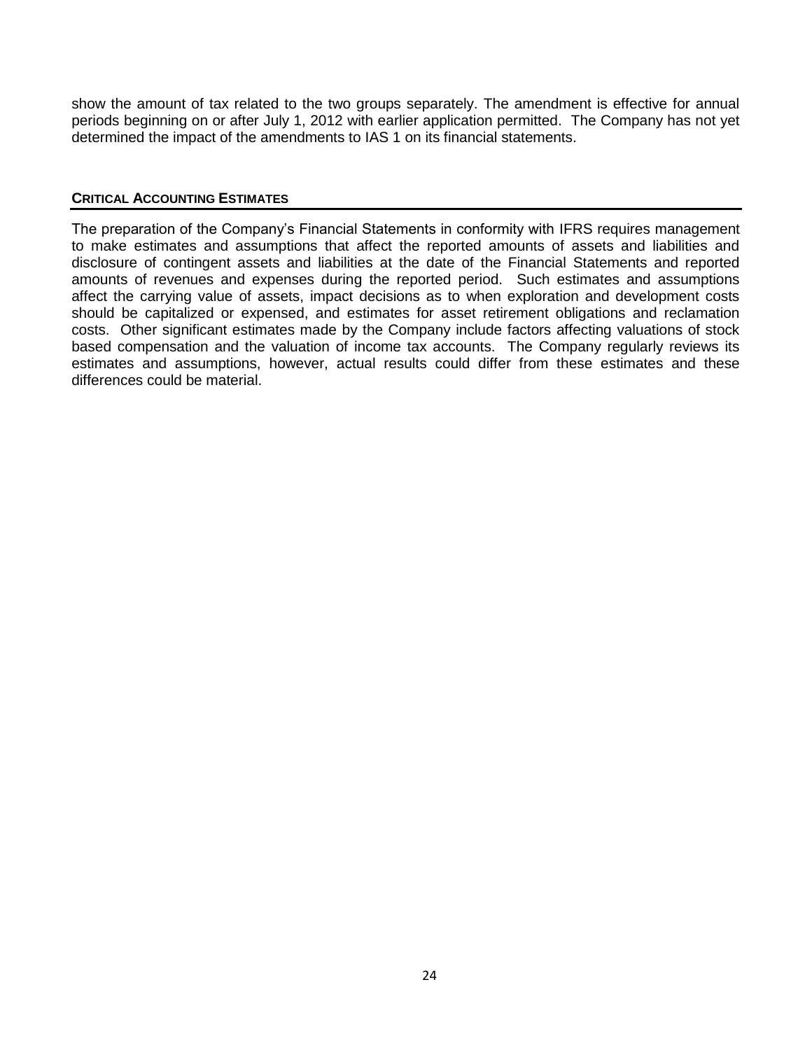show the amount of tax related to the two groups separately. The amendment is effective for annual periods beginning on or after July 1, 2012 with earlier application permitted. The Company has not yet determined the impact of the amendments to IAS 1 on its financial statements.

## CRITICAL ACCOUNTING ESTIMATES

The preparation of the Company's Financial Statements in conformity with IFRS requires management to make estimates and assumptions that affect the reported amounts of assets and liabilities and disclosure of contingent assets and liabilities at the date of the Financial Statements and reported amounts of revenues and expenses during the reported period. Such estimates and assumptions affect the carrying value of assets, impact decisions as to when exploration and development costs should be capitalized or expensed, and estimates for asset retirement obligations and reclamation costs. Other significant estimates made by the Company include factors affecting valuations of stock based compensation and the valuation of income tax accounts. The Company regularly reviews its estimates and assumptions, however, actual results could differ from these estimates and these differences could be material.